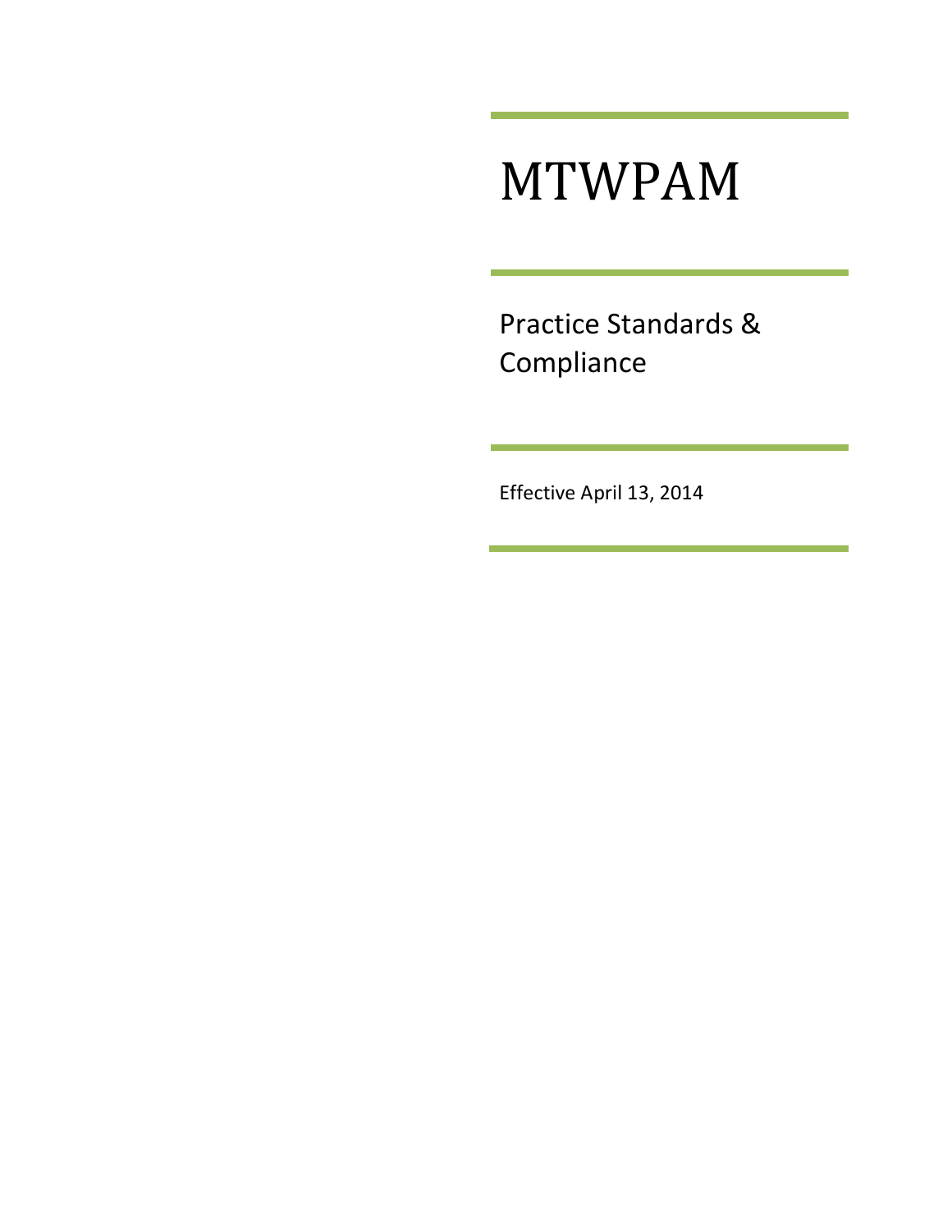# MTWPAM

## Practice Standards & Compliance

Effective April 13, 2014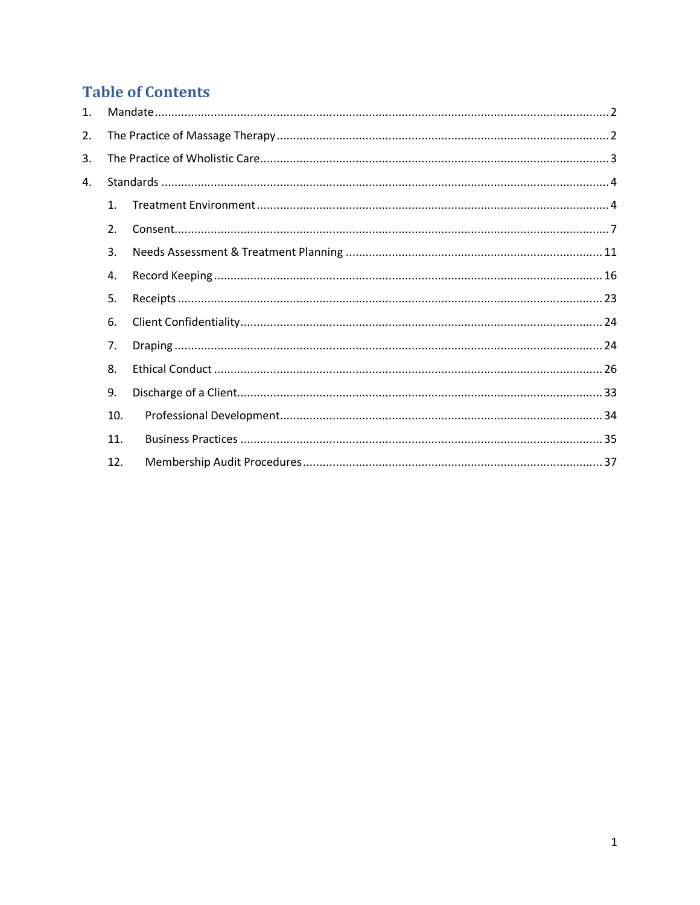# Table of Contents

1. Mandate ........................................................................................................................................ 2
2. The Practice of Massage Therapy ................................................................................................... 2
3. The Practice of Wholistic Care ........................................................................................................ 3
4. Standards ...................................................................................................................................... 4
   1. Treatment Environment ......................................................................................................... 4
   2. Consent ................................................................................................................................. 7
   3. Needs Assessment & Treatment Planning ............................................................................ 11
   4. Record Keeping .................................................................................................................... 16
   5. Receipts ............................................................................................................................... 23
   6. Client Confidentiality ............................................................................................................ 24
   7. Draping ................................................................................................................................ 24
   8. Ethical Conduct .................................................................................................................... 26
   9. Discharge of a Client ............................................................................................................. 33
   10. Professional Development ................................................................................................ 34
   11. Business Practices ............................................................................................................ 35
   12. Membership Audit Procedures .......................................................................................... 37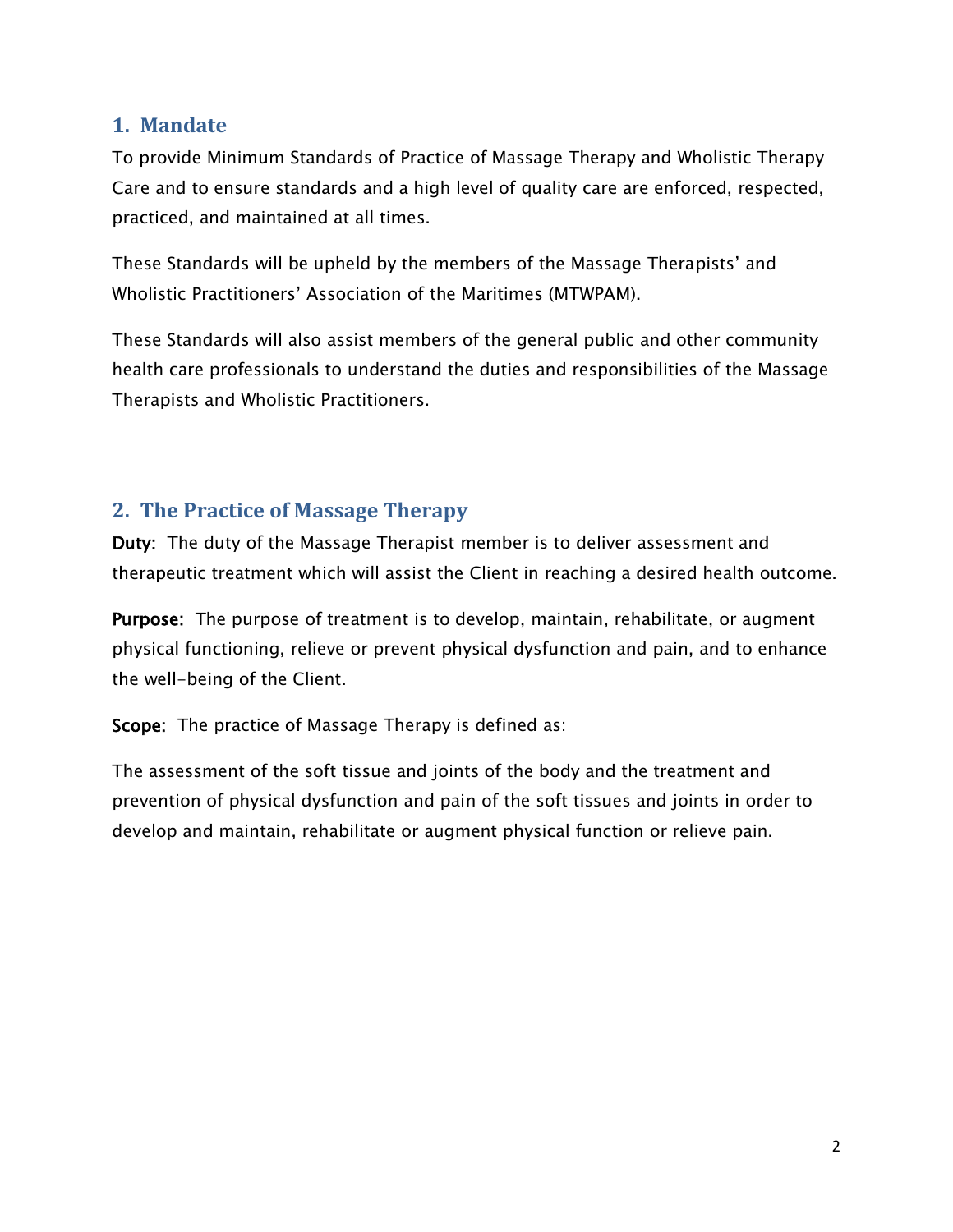## 1. Mandate

To provide Minimum Standards of Practice of Massage Therapy and Wholistic Therapy Care and to ensure standards and a high level of quality care are enforced, respected, practiced, and maintained at all times.

These Standards will be upheld by the members of the Massage Therapists' and Wholistic Practitioners' Association of the Maritimes (MTWPAM).

These Standards will also assist members of the general public and other community health care professionals to understand the duties and responsibilities of the Massage Therapists and Wholistic Practitioners.

## 2. The Practice of Massage Therapy

**Duty:** The duty of the Massage Therapist member is to deliver assessment and therapeutic treatment which will assist the Client in reaching a desired health outcome.

**Purpose:** The purpose of treatment is to develop, maintain, rehabilitate, or augment physical functioning, relieve or prevent physical dysfunction and pain, and to enhance the well-being of the Client.

**Scope:** The practice of Massage Therapy is defined as:

The assessment of the soft tissue and joints of the body and the treatment and prevention of physical dysfunction and pain of the soft tissues and joints in order to develop and maintain, rehabilitate or augment physical function or relieve pain.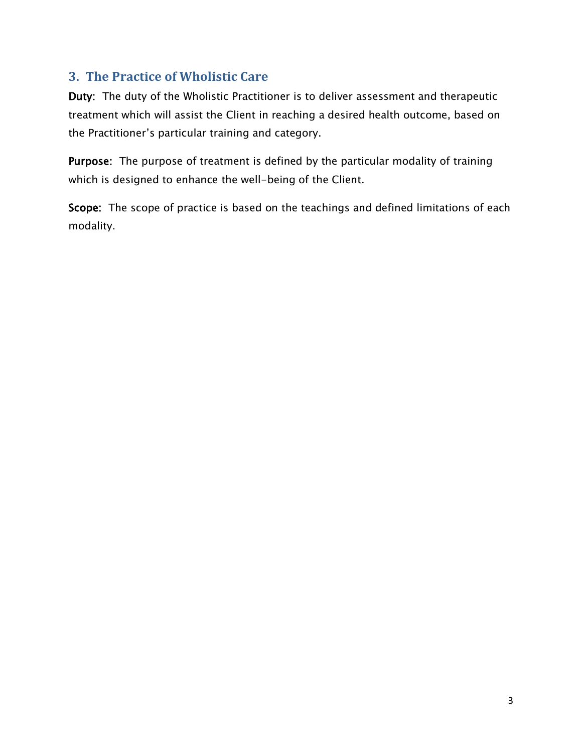## 3. The Practice of Wholistic Care

**Duty:** The duty of the Wholistic Practitioner is to deliver assessment and therapeutic treatment which will assist the Client in reaching a desired health outcome, based on the Practitioner's particular training and category.

**Purpose:** The purpose of treatment is defined by the particular modality of training which is designed to enhance the well-being of the Client.

**Scope:** The scope of practice is based on the teachings and defined limitations of each modality.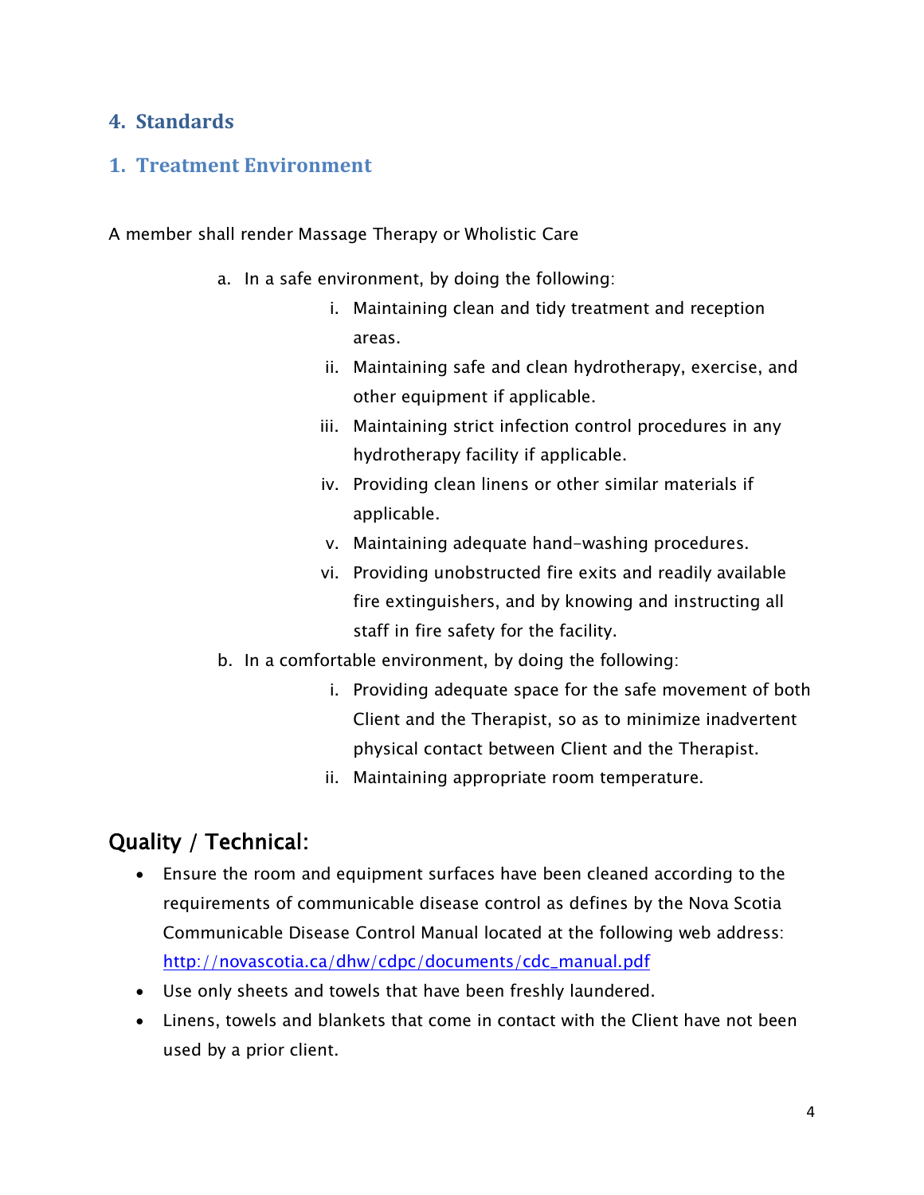## 4. Standards

### 1. Treatment Environment

A member shall render Massage Therapy or Wholistic Care

a. In a safe environment, by doing the following:
   i. Maintaining clean and tidy treatment and reception areas.
   ii. Maintaining safe and clean hydrotherapy, exercise, and other equipment if applicable.
   iii. Maintaining strict infection control procedures in any hydrotherapy facility if applicable.
   iv. Providing clean linens or other similar materials if applicable.
   v. Maintaining adequate hand-washing procedures.
   vi. Providing unobstructed fire exits and readily available fire extinguishers, and by knowing and instructing all staff in fire safety for the facility.
b. In a comfortable environment, by doing the following:
   i. Providing adequate space for the safe movement of both Client and the Therapist, so as to minimize inadvertent physical contact between Client and the Therapist.
   ii. Maintaining appropriate room temperature.

## Quality / Technical:

- Ensure the room and equipment surfaces have been cleaned according to the requirements of communicable disease control as defines by the Nova Scotia Communicable Disease Control Manual located at the following web address: http://novascotia.ca/dhw/cdpc/documents/cdc_manual.pdf
- Use only sheets and towels that have been freshly laundered.
- Linens, towels and blankets that come in contact with the Client have not been used by a prior client.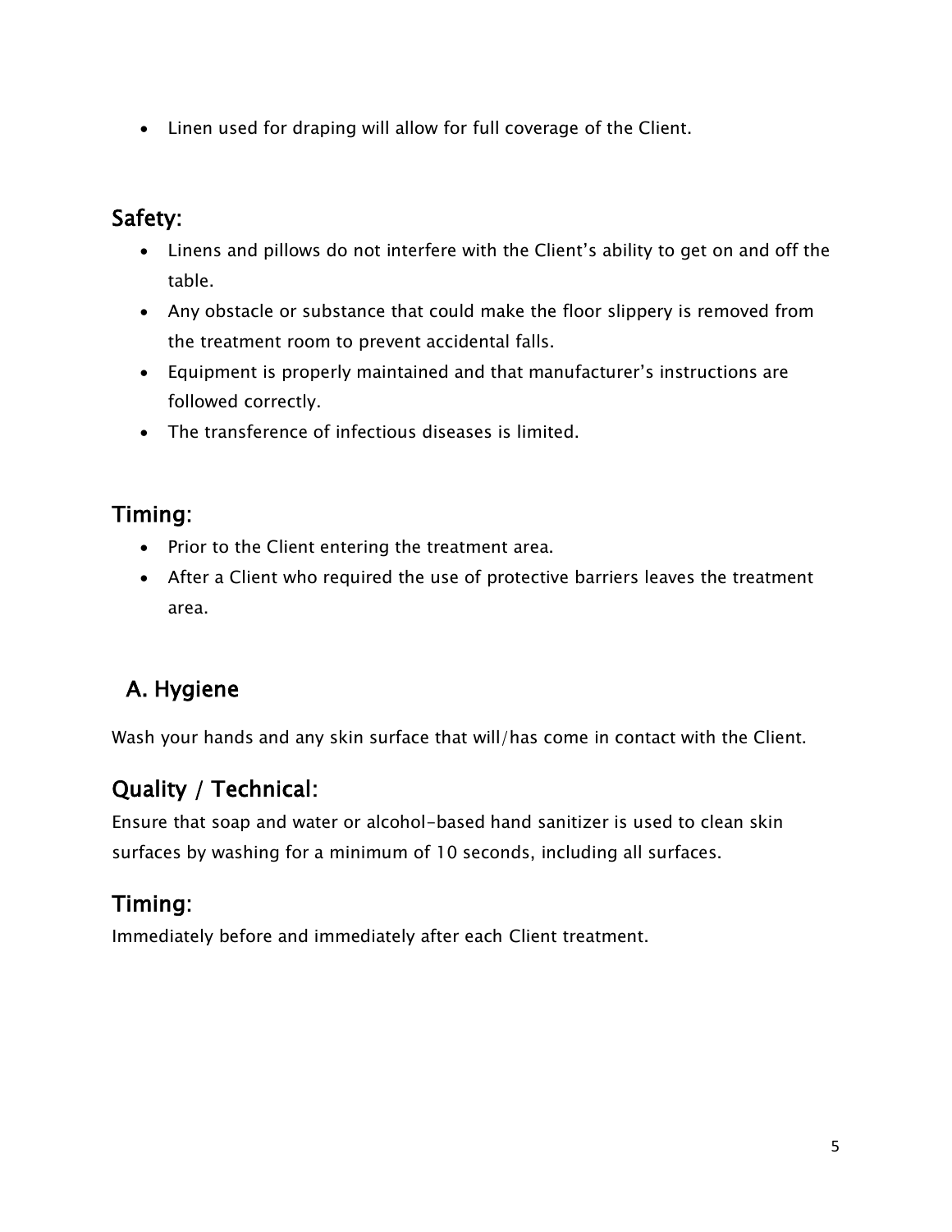- Linen used for draping will allow for full coverage of the Client.

## Safety:

- Linens and pillows do not interfere with the Client's ability to get on and off the table.
- Any obstacle or substance that could make the floor slippery is removed from the treatment room to prevent accidental falls.
- Equipment is properly maintained and that manufacturer's instructions are followed correctly.
- The transference of infectious diseases is limited.

## Timing:

- Prior to the Client entering the treatment area.
- After a Client who required the use of protective barriers leaves the treatment area.

## A. Hygiene

Wash your hands and any skin surface that will/has come in contact with the Client.

## Quality / Technical:

Ensure that soap and water or alcohol-based hand sanitizer is used to clean skin surfaces by washing for a minimum of 10 seconds, including all surfaces.

## Timing:

Immediately before and immediately after each Client treatment.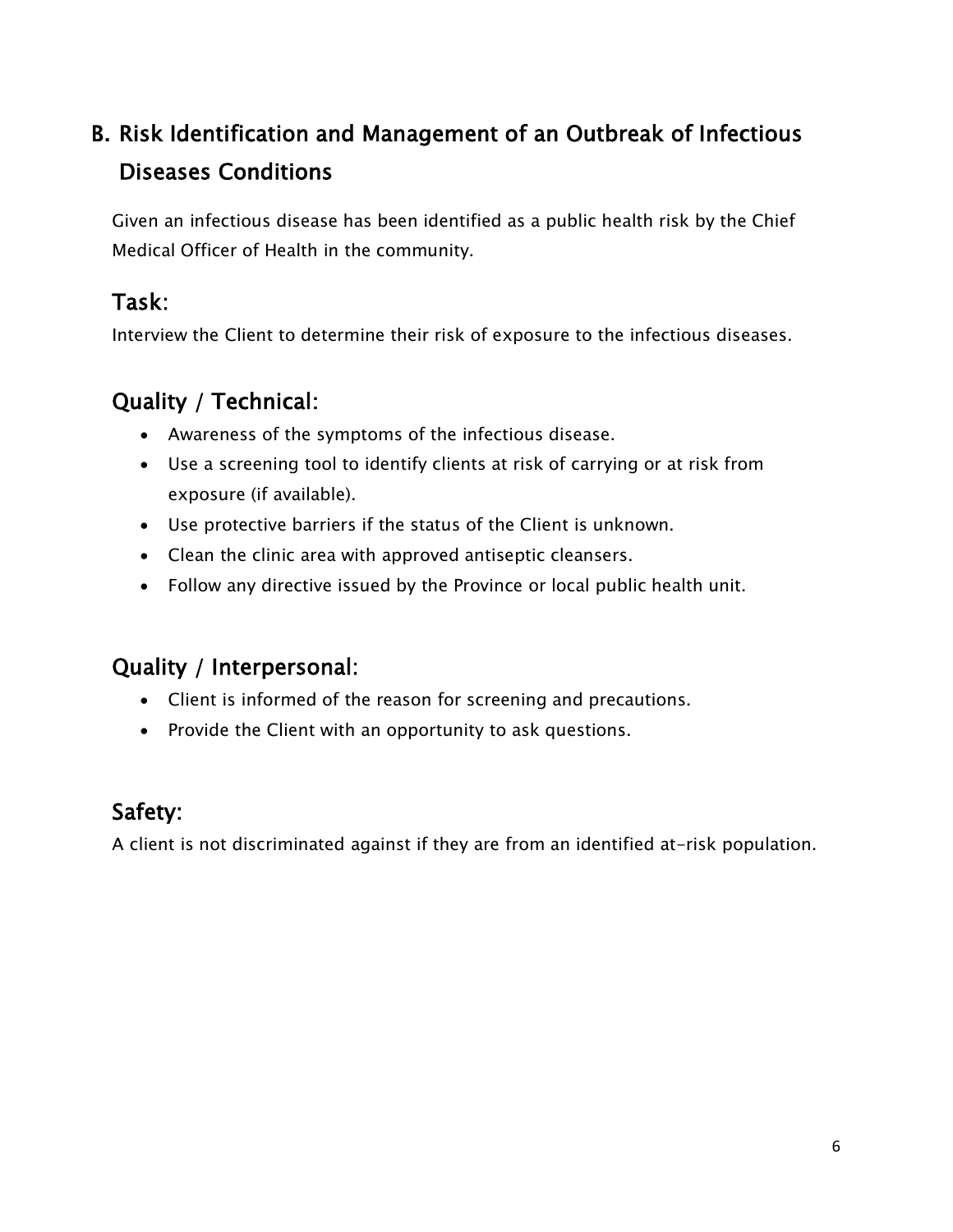## B. Risk Identification and Management of an Outbreak of Infectious Diseases Conditions

Given an infectious disease has been identified as a public health risk by the Chief Medical Officer of Health in the community.

### Task:

Interview the Client to determine their risk of exposure to the infectious diseases.

### Quality / Technical:

- Awareness of the symptoms of the infectious disease.
- Use a screening tool to identify clients at risk of carrying or at risk from exposure (if available).
- Use protective barriers if the status of the Client is unknown.
- Clean the clinic area with approved antiseptic cleansers.
- Follow any directive issued by the Province or local public health unit.

### Quality / Interpersonal:

- Client is informed of the reason for screening and precautions.
- Provide the Client with an opportunity to ask questions.

### Safety:

A client is not discriminated against if they are from an identified at-risk population.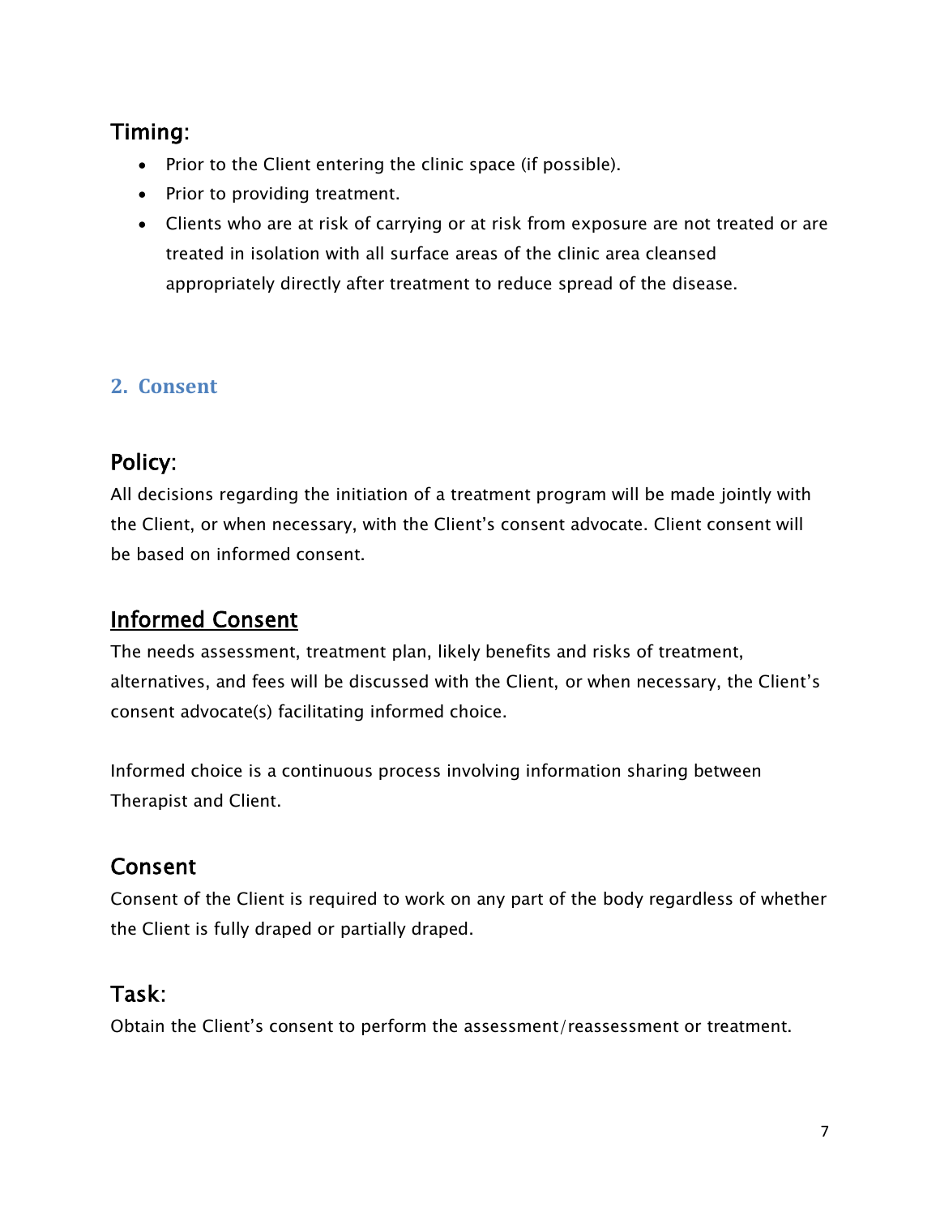### Timing:

- Prior to the Client entering the clinic space (if possible).
- Prior to providing treatment.
- Clients who are at risk of carrying or at risk from exposure are not treated or are treated in isolation with all surface areas of the clinic area cleansed appropriately directly after treatment to reduce spread of the disease.

## 2. Consent

### Policy:

All decisions regarding the initiation of a treatment program will be made jointly with the Client, or when necessary, with the Client's consent advocate. Client consent will be based on informed consent.

### Informed Consent

The needs assessment, treatment plan, likely benefits and risks of treatment, alternatives, and fees will be discussed with the Client, or when necessary, the Client's consent advocate(s) facilitating informed choice.

Informed choice is a continuous process involving information sharing between Therapist and Client.

### Consent

Consent of the Client is required to work on any part of the body regardless of whether the Client is fully draped or partially draped.

### Task:

Obtain the Client's consent to perform the assessment/reassessment or treatment.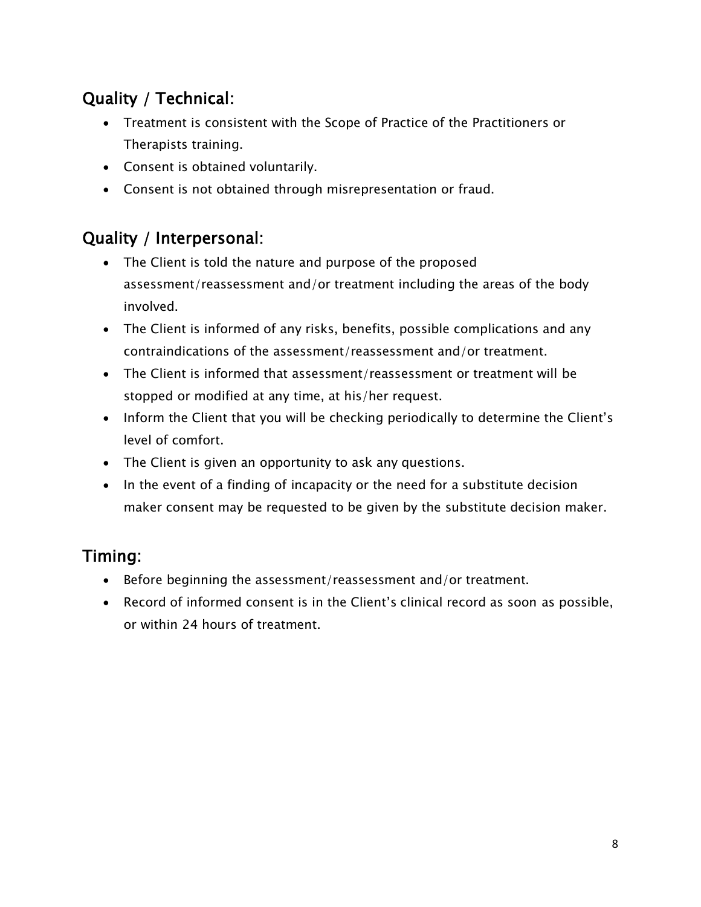## Quality / Technical:

- Treatment is consistent with the Scope of Practice of the Practitioners or Therapists training.
- Consent is obtained voluntarily.
- Consent is not obtained through misrepresentation or fraud.

## Quality / Interpersonal:

- The Client is told the nature and purpose of the proposed assessment/reassessment and/or treatment including the areas of the body involved.
- The Client is informed of any risks, benefits, possible complications and any contraindications of the assessment/reassessment and/or treatment.
- The Client is informed that assessment/reassessment or treatment will be stopped or modified at any time, at his/her request.
- Inform the Client that you will be checking periodically to determine the Client's level of comfort.
- The Client is given an opportunity to ask any questions.
- In the event of a finding of incapacity or the need for a substitute decision maker consent may be requested to be given by the substitute decision maker.

## Timing:

- Before beginning the assessment/reassessment and/or treatment.
- Record of informed consent is in the Client's clinical record as soon as possible, or within 24 hours of treatment.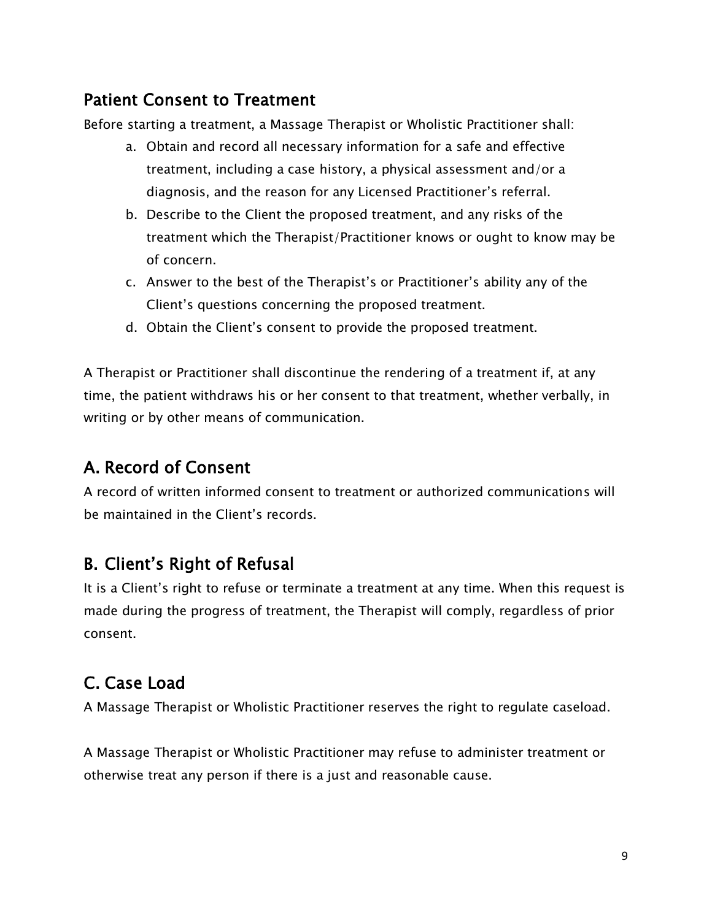## Patient Consent to Treatment

Before starting a treatment, a Massage Therapist or Wholistic Practitioner shall:

a. Obtain and record all necessary information for a safe and effective treatment, including a case history, a physical assessment and/or a diagnosis, and the reason for any Licensed Practitioner's referral.
b. Describe to the Client the proposed treatment, and any risks of the treatment which the Therapist/Practitioner knows or ought to know may be of concern.
c. Answer to the best of the Therapist's or Practitioner's ability any of the Client's questions concerning the proposed treatment.
d. Obtain the Client's consent to provide the proposed treatment.

A Therapist or Practitioner shall discontinue the rendering of a treatment if, at any time, the patient withdraws his or her consent to that treatment, whether verbally, in writing or by other means of communication.

## A. Record of Consent

A record of written informed consent to treatment or authorized communications will be maintained in the Client's records.

## B. Client's Right of Refusal

It is a Client's right to refuse or terminate a treatment at any time. When this request is made during the progress of treatment, the Therapist will comply, regardless of prior consent.

## C. Case Load

A Massage Therapist or Wholistic Practitioner reserves the right to regulate caseload.

A Massage Therapist or Wholistic Practitioner may refuse to administer treatment or otherwise treat any person if there is a just and reasonable cause.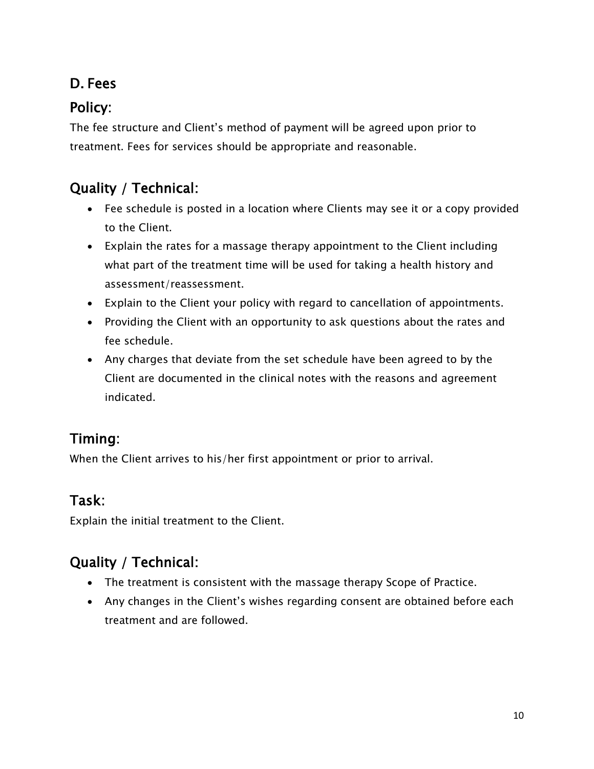## D. Fees

### Policy:

The fee structure and Client's method of payment will be agreed upon prior to treatment. Fees for services should be appropriate and reasonable.

### Quality / Technical:

- Fee schedule is posted in a location where Clients may see it or a copy provided to the Client.
- Explain the rates for a massage therapy appointment to the Client including what part of the treatment time will be used for taking a health history and assessment/reassessment.
- Explain to the Client your policy with regard to cancellation of appointments.
- Providing the Client with an opportunity to ask questions about the rates and fee schedule.
- Any charges that deviate from the set schedule have been agreed to by the Client are documented in the clinical notes with the reasons and agreement indicated.

### Timing:

When the Client arrives to his/her first appointment or prior to arrival.

### Task:

Explain the initial treatment to the Client.

### Quality / Technical:

- The treatment is consistent with the massage therapy Scope of Practice.
- Any changes in the Client's wishes regarding consent are obtained before each treatment and are followed.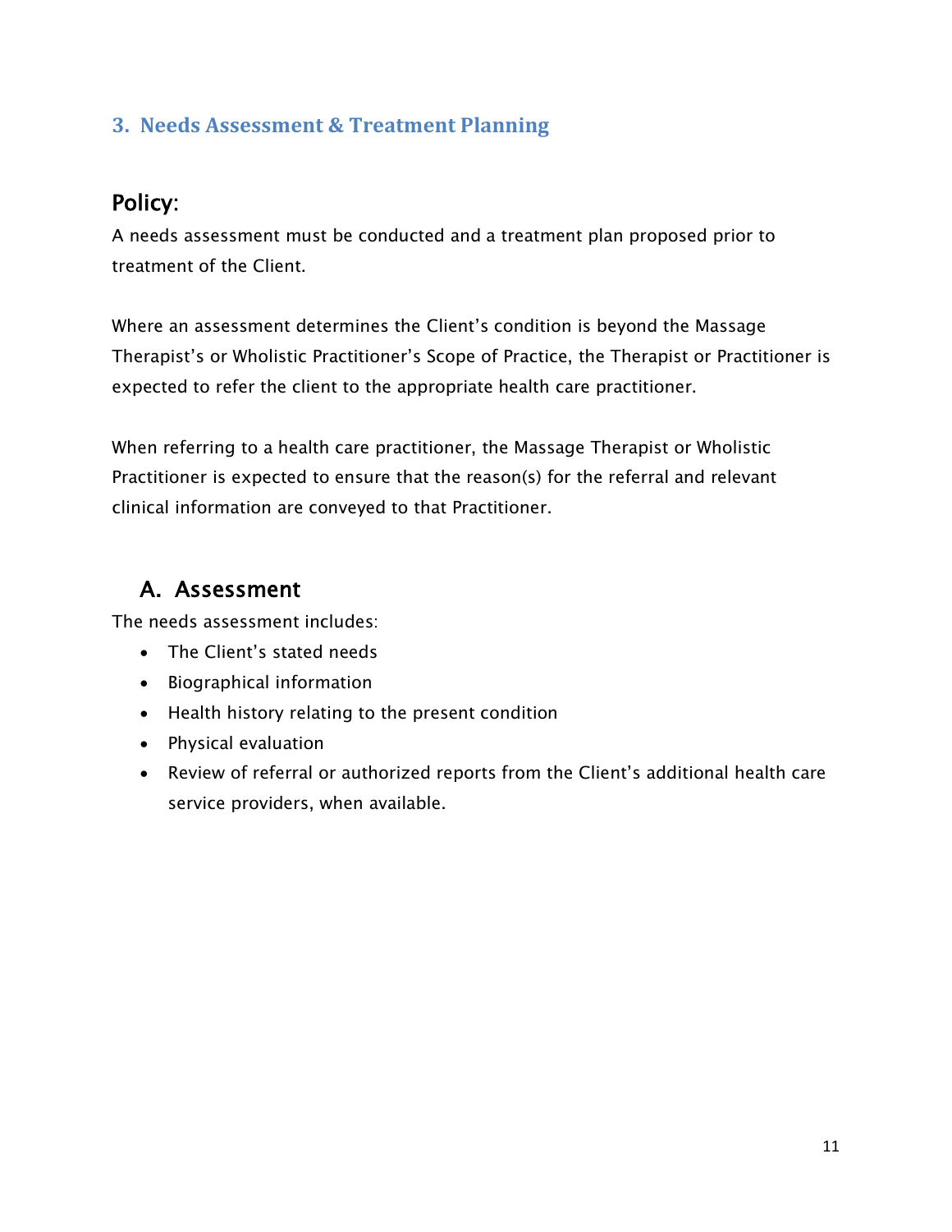## 3. Needs Assessment & Treatment Planning

### Policy:

A needs assessment must be conducted and a treatment plan proposed prior to treatment of the Client.

Where an assessment determines the Client's condition is beyond the Massage Therapist's or Wholistic Practitioner's Scope of Practice, the Therapist or Practitioner is expected to refer the client to the appropriate health care practitioner.

When referring to a health care practitioner, the Massage Therapist or Wholistic Practitioner is expected to ensure that the reason(s) for the referral and relevant clinical information are conveyed to that Practitioner.

### A. Assessment

The needs assessment includes:

- The Client's stated needs
- Biographical information
- Health history relating to the present condition
- Physical evaluation
- Review of referral or authorized reports from the Client's additional health care service providers, when available.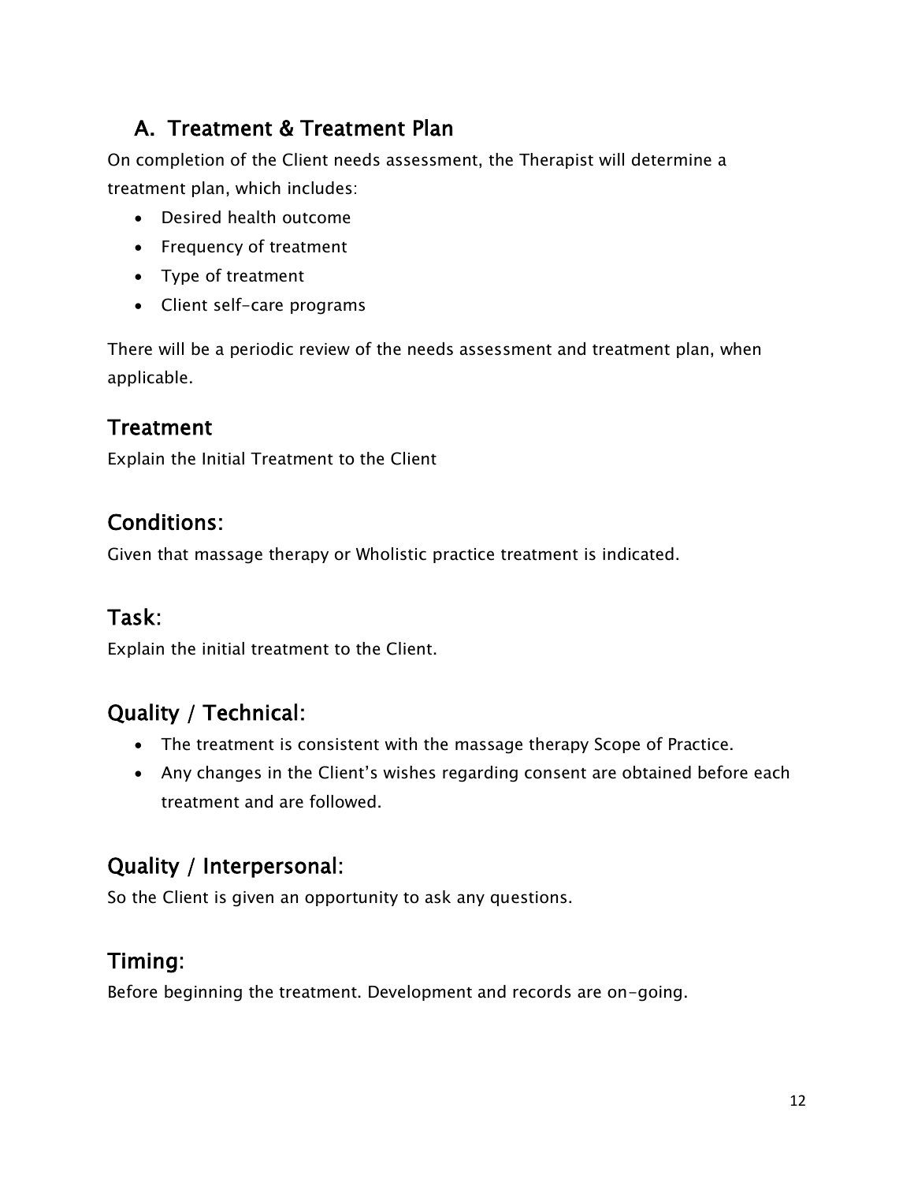## A. Treatment & Treatment Plan

On completion of the Client needs assessment, the Therapist will determine a treatment plan, which includes:

- Desired health outcome
- Frequency of treatment
- Type of treatment
- Client self-care programs

There will be a periodic review of the needs assessment and treatment plan, when applicable.

## Treatment

Explain the Initial Treatment to the Client

## Conditions:

Given that massage therapy or Wholistic practice treatment is indicated.

## Task:

Explain the initial treatment to the Client.

## Quality / Technical:

- The treatment is consistent with the massage therapy Scope of Practice.
- Any changes in the Client's wishes regarding consent are obtained before each treatment and are followed.

## Quality / Interpersonal:

So the Client is given an opportunity to ask any questions.

## Timing:

Before beginning the treatment. Development and records are on-going.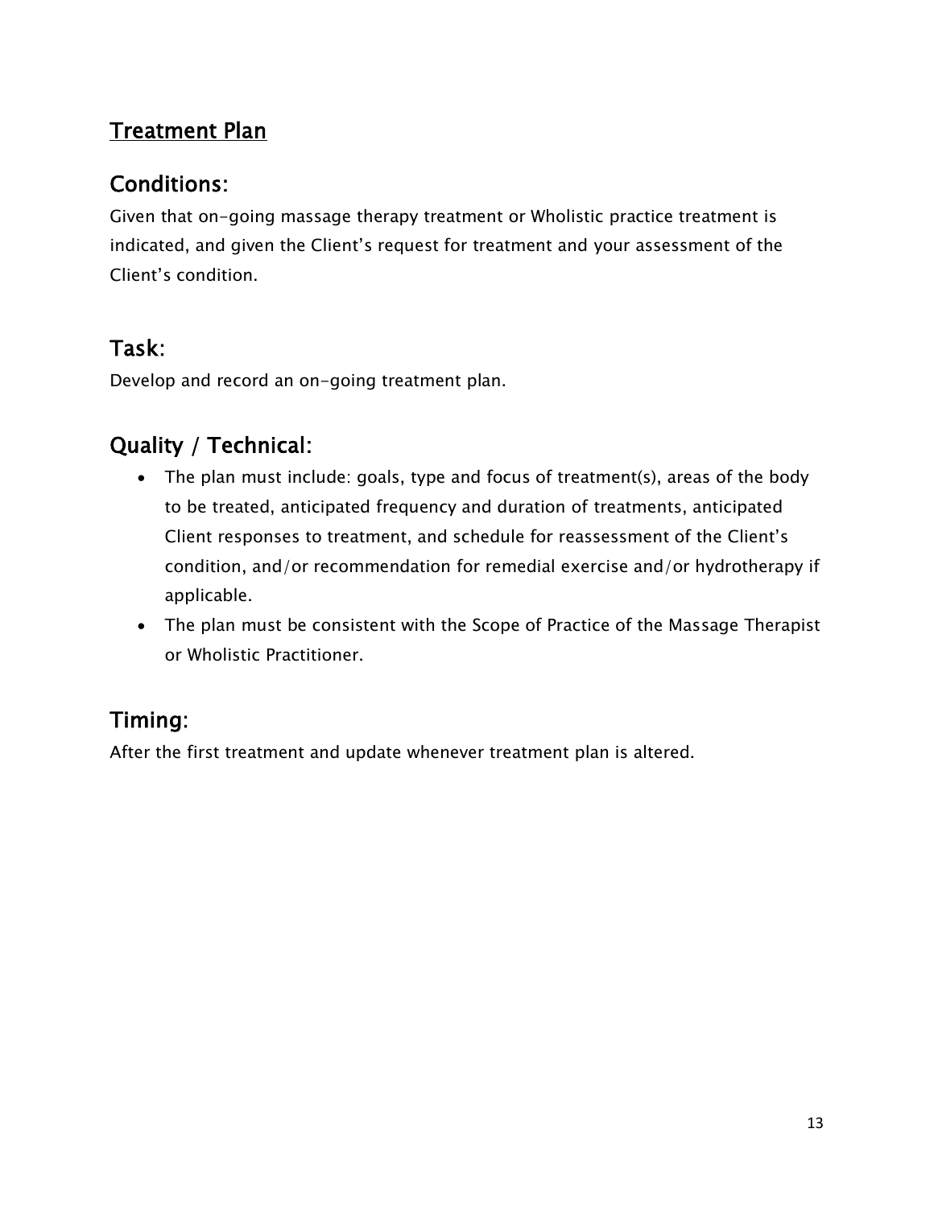## Treatment Plan

## Conditions:

Given that on-going massage therapy treatment or Wholistic practice treatment is indicated, and given the Client's request for treatment and your assessment of the Client's condition.

## Task:

Develop and record an on-going treatment plan.

## Quality / Technical:

- The plan must include: goals, type and focus of treatment(s), areas of the body to be treated, anticipated frequency and duration of treatments, anticipated Client responses to treatment, and schedule for reassessment of the Client's condition, and/or recommendation for remedial exercise and/or hydrotherapy if applicable.
- The plan must be consistent with the Scope of Practice of the Massage Therapist or Wholistic Practitioner.

## Timing:

After the first treatment and update whenever treatment plan is altered.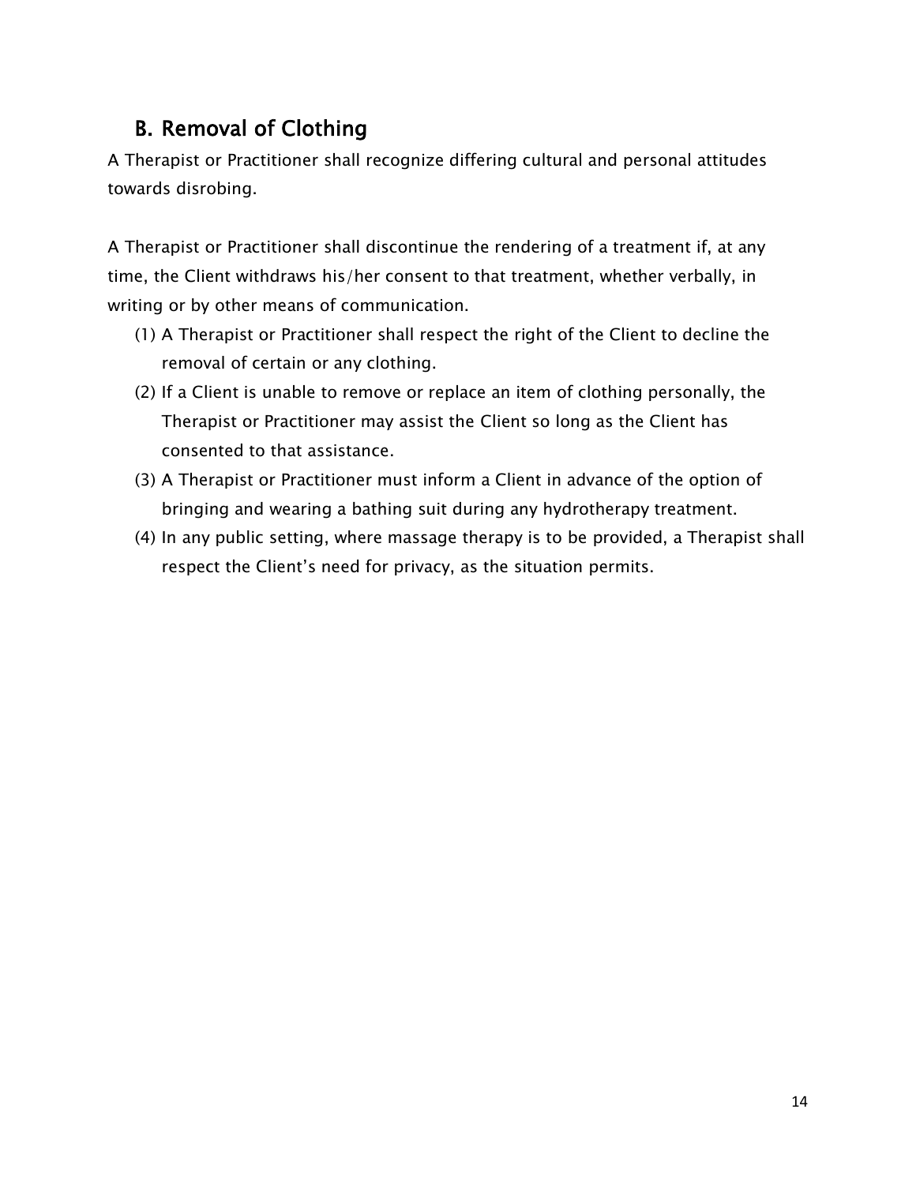## B. Removal of Clothing

A Therapist or Practitioner shall recognize differing cultural and personal attitudes towards disrobing.

A Therapist or Practitioner shall discontinue the rendering of a treatment if, at any time, the Client withdraws his/her consent to that treatment, whether verbally, in writing or by other means of communication.

(1) A Therapist or Practitioner shall respect the right of the Client to decline the removal of certain or any clothing.
(2) If a Client is unable to remove or replace an item of clothing personally, the Therapist or Practitioner may assist the Client so long as the Client has consented to that assistance.
(3) A Therapist or Practitioner must inform a Client in advance of the option of bringing and wearing a bathing suit during any hydrotherapy treatment.
(4) In any public setting, where massage therapy is to be provided, a Therapist shall respect the Client's need for privacy, as the situation permits.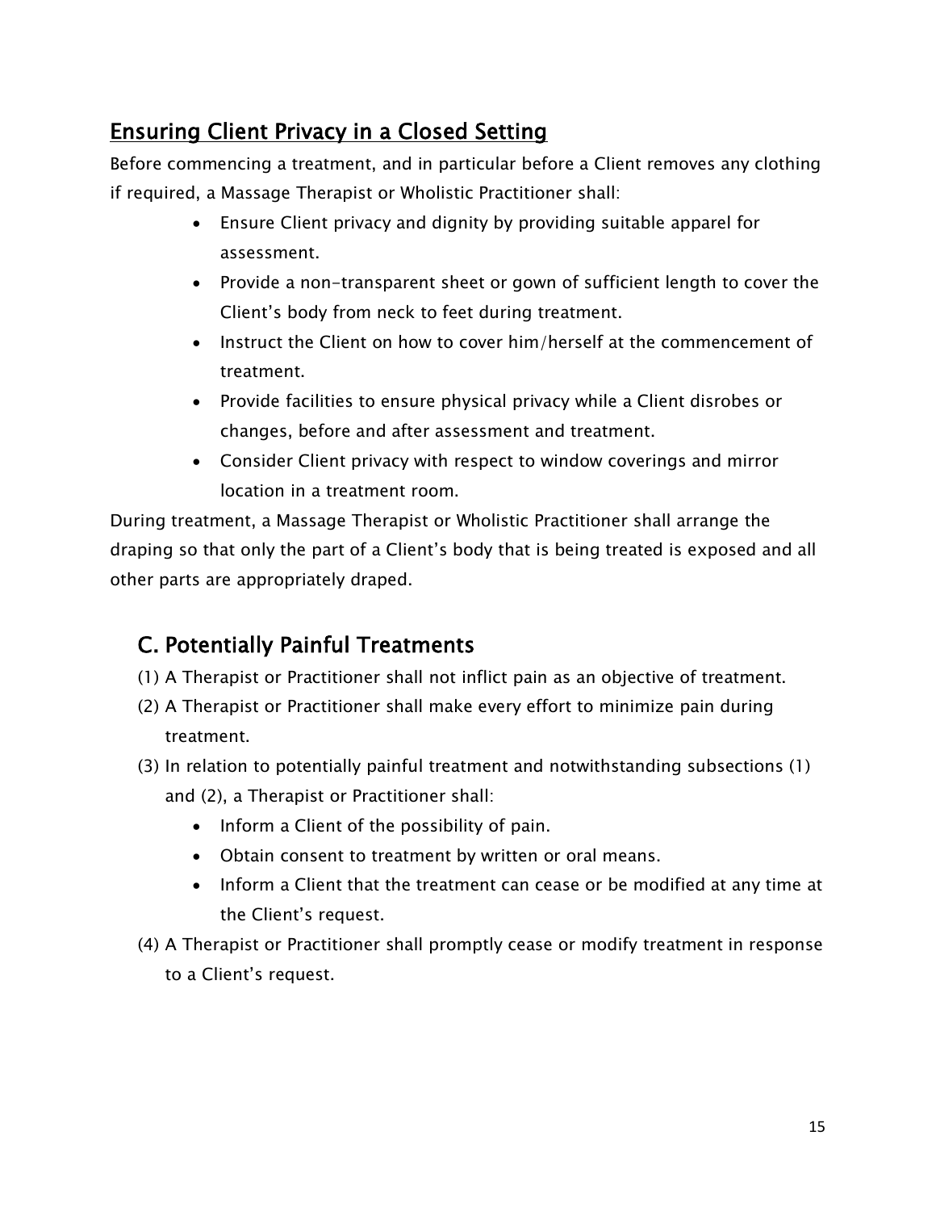## Ensuring Client Privacy in a Closed Setting

Before commencing a treatment, and in particular before a Client removes any clothing if required, a Massage Therapist or Wholistic Practitioner shall:

- Ensure Client privacy and dignity by providing suitable apparel for assessment.
- Provide a non-transparent sheet or gown of sufficient length to cover the Client's body from neck to feet during treatment.
- Instruct the Client on how to cover him/herself at the commencement of treatment.
- Provide facilities to ensure physical privacy while a Client disrobes or changes, before and after assessment and treatment.
- Consider Client privacy with respect to window coverings and mirror location in a treatment room.

During treatment, a Massage Therapist or Wholistic Practitioner shall arrange the draping so that only the part of a Client's body that is being treated is exposed and all other parts are appropriately draped.

## C. Potentially Painful Treatments

(1) A Therapist or Practitioner shall not inflict pain as an objective of treatment.

(2) A Therapist or Practitioner shall make every effort to minimize pain during treatment.

(3) In relation to potentially painful treatment and notwithstanding subsections (1) and (2), a Therapist or Practitioner shall:

- Inform a Client of the possibility of pain.
- Obtain consent to treatment by written or oral means.
- Inform a Client that the treatment can cease or be modified at any time at the Client's request.

(4) A Therapist or Practitioner shall promptly cease or modify treatment in response to a Client's request.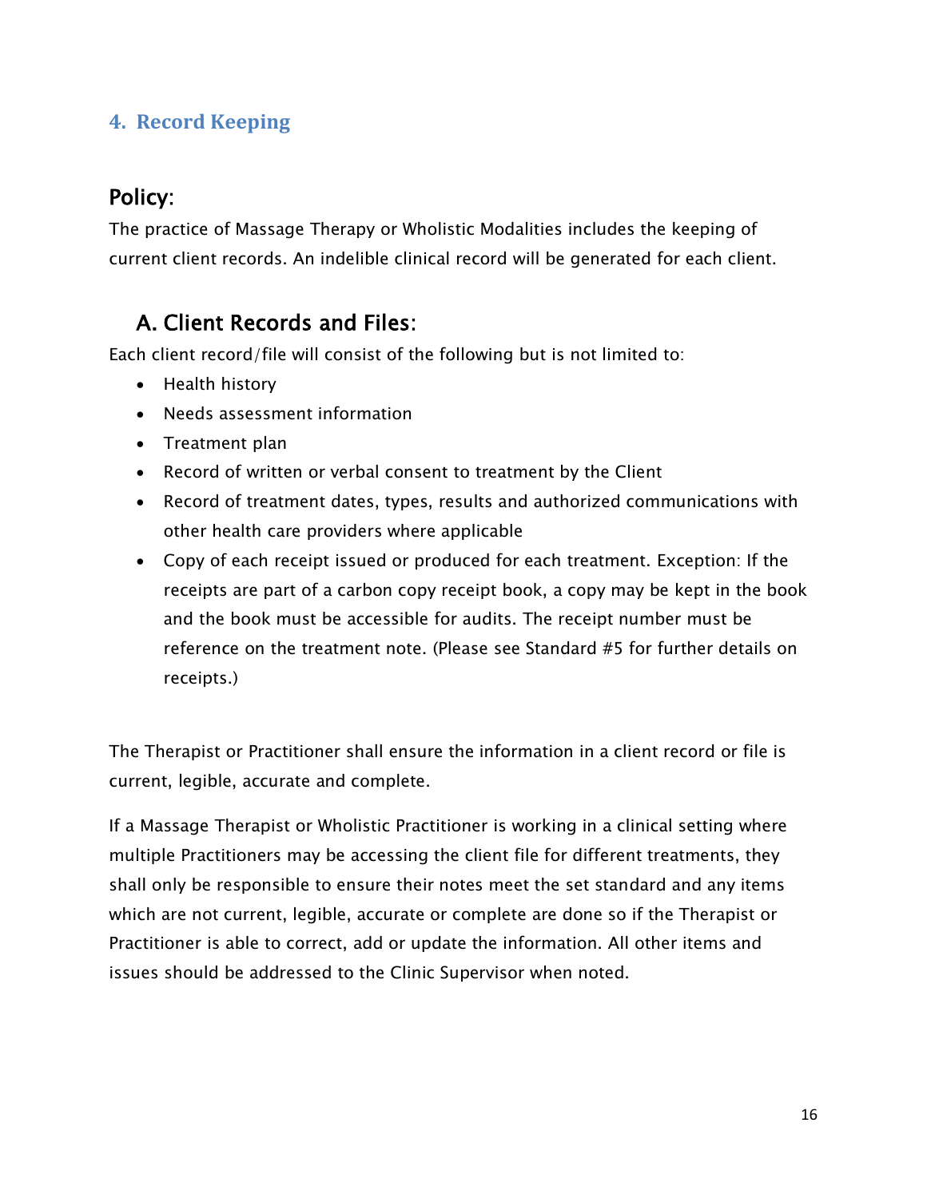## 4. Record Keeping

### Policy:

The practice of Massage Therapy or Wholistic Modalities includes the keeping of current client records. An indelible clinical record will be generated for each client.

### A. Client Records and Files:

Each client record/file will consist of the following but is not limited to:

- Health history
- Needs assessment information
- Treatment plan
- Record of written or verbal consent to treatment by the Client
- Record of treatment dates, types, results and authorized communications with other health care providers where applicable
- Copy of each receipt issued or produced for each treatment. Exception: If the receipts are part of a carbon copy receipt book, a copy may be kept in the book and the book must be accessible for audits. The receipt number must be reference on the treatment note. (Please see Standard #5 for further details on receipts.)

The Therapist or Practitioner shall ensure the information in a client record or file is current, legible, accurate and complete.

If a Massage Therapist or Wholistic Practitioner is working in a clinical setting where multiple Practitioners may be accessing the client file for different treatments, they shall only be responsible to ensure their notes meet the set standard and any items which are not current, legible, accurate or complete are done so if the Therapist or Practitioner is able to correct, add or update the information. All other items and issues should be addressed to the Clinic Supervisor when noted.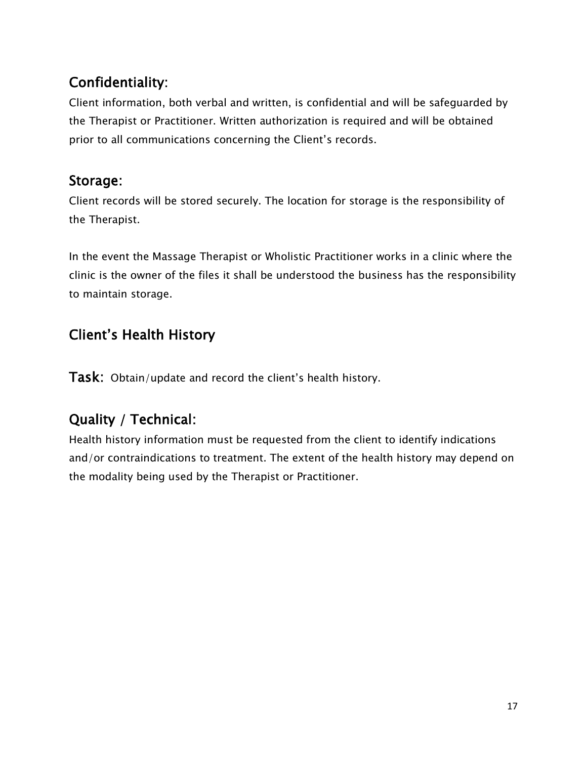## Confidentiality:

Client information, both verbal and written, is confidential and will be safeguarded by the Therapist or Practitioner. Written authorization is required and will be obtained prior to all communications concerning the Client's records.

## Storage:

Client records will be stored securely. The location for storage is the responsibility of the Therapist.

In the event the Massage Therapist or Wholistic Practitioner works in a clinic where the clinic is the owner of the files it shall be understood the business has the responsibility to maintain storage.

## Client's Health History

**Task:** Obtain/update and record the client's health history.

## Quality / Technical:

Health history information must be requested from the client to identify indications and/or contraindications to treatment. The extent of the health history may depend on the modality being used by the Therapist or Practitioner.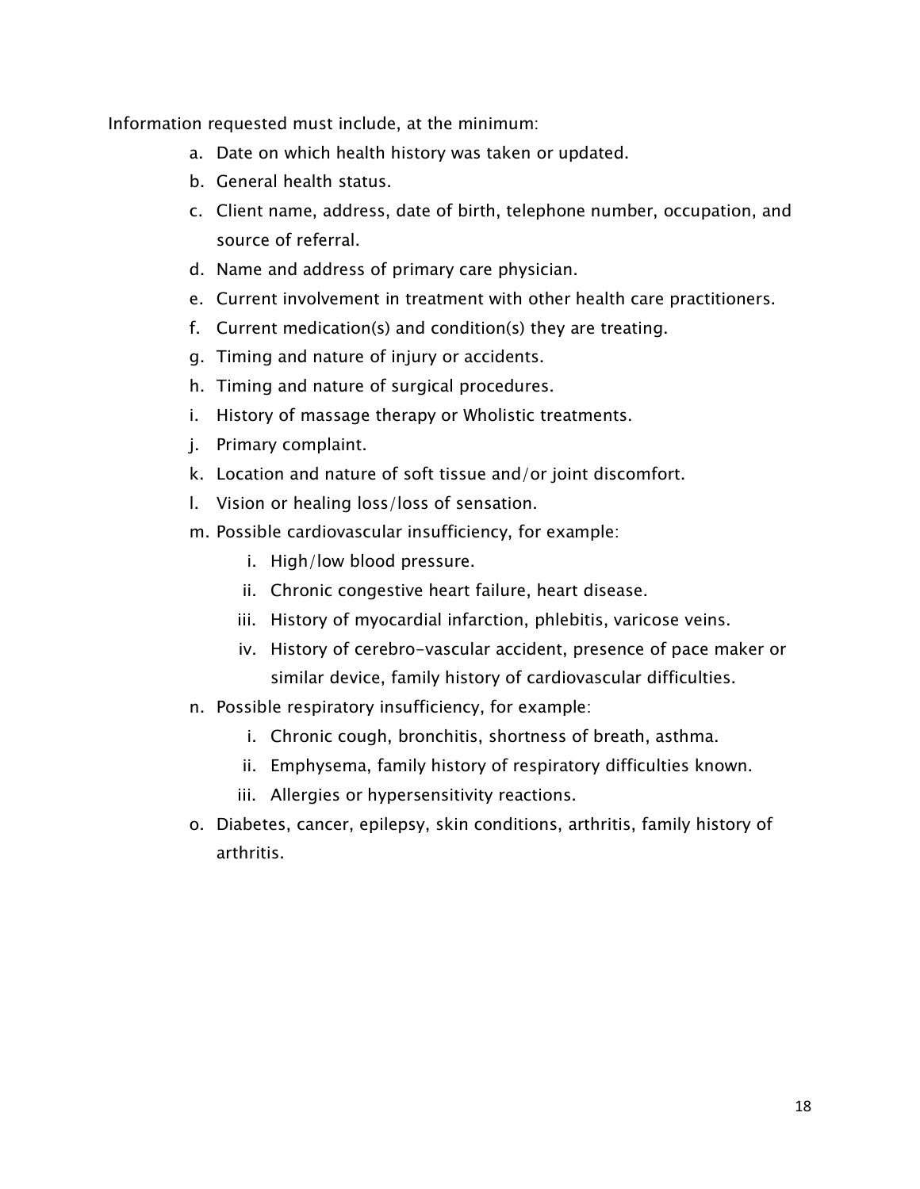Information requested must include, at the minimum:

a. Date on which health history was taken or updated.
b. General health status.
c. Client name, address, date of birth, telephone number, occupation, and source of referral.
d. Name and address of primary care physician.
e. Current involvement in treatment with other health care practitioners.
f. Current medication(s) and condition(s) they are treating.
g. Timing and nature of injury or accidents.
h. Timing and nature of surgical procedures.
i. History of massage therapy or Wholistic treatments.
j. Primary complaint.
k. Location and nature of soft tissue and/or joint discomfort.
l. Vision or healing loss/loss of sensation.
m. Possible cardiovascular insufficiency, for example:
    i. High/low blood pressure.
    ii. Chronic congestive heart failure, heart disease.
    iii. History of myocardial infarction, phlebitis, varicose veins.
    iv. History of cerebro-vascular accident, presence of pace maker or similar device, family history of cardiovascular difficulties.
n. Possible respiratory insufficiency, for example:
    i. Chronic cough, bronchitis, shortness of breath, asthma.
    ii. Emphysema, family history of respiratory difficulties known.
    iii. Allergies or hypersensitivity reactions.
o. Diabetes, cancer, epilepsy, skin conditions, arthritis, family history of arthritis.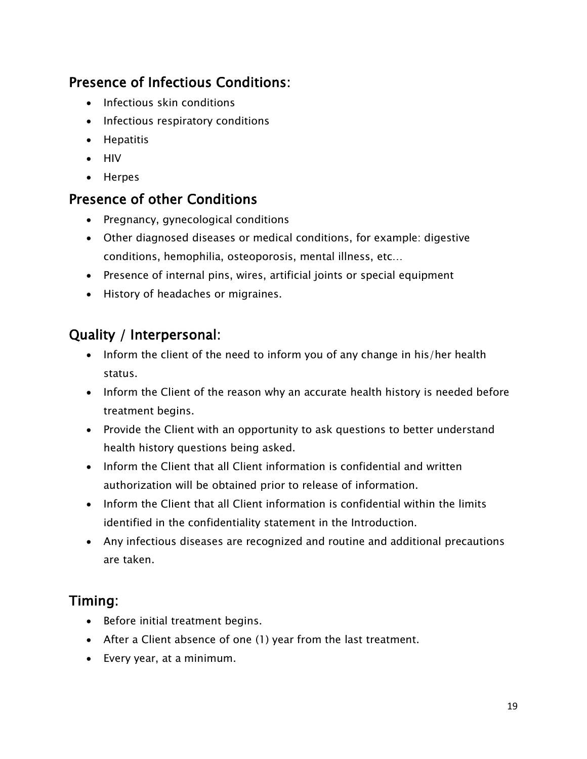## Presence of Infectious Conditions:

- Infectious skin conditions
- Infectious respiratory conditions
- Hepatitis
- HIV
- Herpes

## Presence of other Conditions

- Pregnancy, gynecological conditions
- Other diagnosed diseases or medical conditions, for example: digestive conditions, hemophilia, osteoporosis, mental illness, etc…
- Presence of internal pins, wires, artificial joints or special equipment
- History of headaches or migraines.

## Quality / Interpersonal:

- Inform the client of the need to inform you of any change in his/her health status.
- Inform the Client of the reason why an accurate health history is needed before treatment begins.
- Provide the Client with an opportunity to ask questions to better understand health history questions being asked.
- Inform the Client that all Client information is confidential and written authorization will be obtained prior to release of information.
- Inform the Client that all Client information is confidential within the limits identified in the confidentiality statement in the Introduction.
- Any infectious diseases are recognized and routine and additional precautions are taken.

## Timing:

- Before initial treatment begins.
- After a Client absence of one (1) year from the last treatment.
- Every year, at a minimum.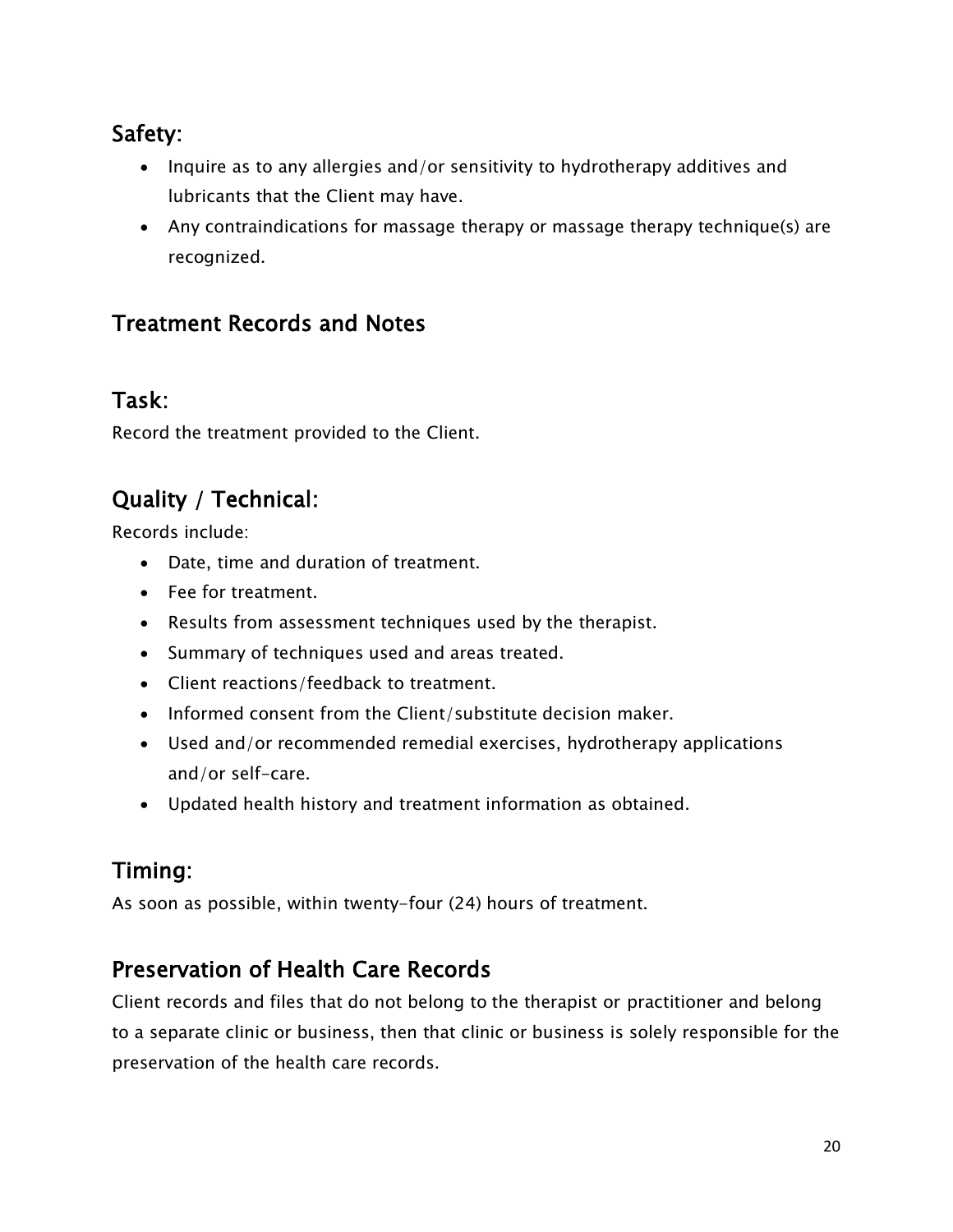## Safety:

- Inquire as to any allergies and/or sensitivity to hydrotherapy additives and lubricants that the Client may have.
- Any contraindications for massage therapy or massage therapy technique(s) are recognized.

## Treatment Records and Notes

## Task:

Record the treatment provided to the Client.

## Quality / Technical:

Records include:

- Date, time and duration of treatment.
- Fee for treatment.
- Results from assessment techniques used by the therapist.
- Summary of techniques used and areas treated.
- Client reactions/feedback to treatment.
- Informed consent from the Client/substitute decision maker.
- Used and/or recommended remedial exercises, hydrotherapy applications and/or self-care.
- Updated health history and treatment information as obtained.

## Timing:

As soon as possible, within twenty-four (24) hours of treatment.

## Preservation of Health Care Records

Client records and files that do not belong to the therapist or practitioner and belong to a separate clinic or business, then that clinic or business is solely responsible for the preservation of the health care records.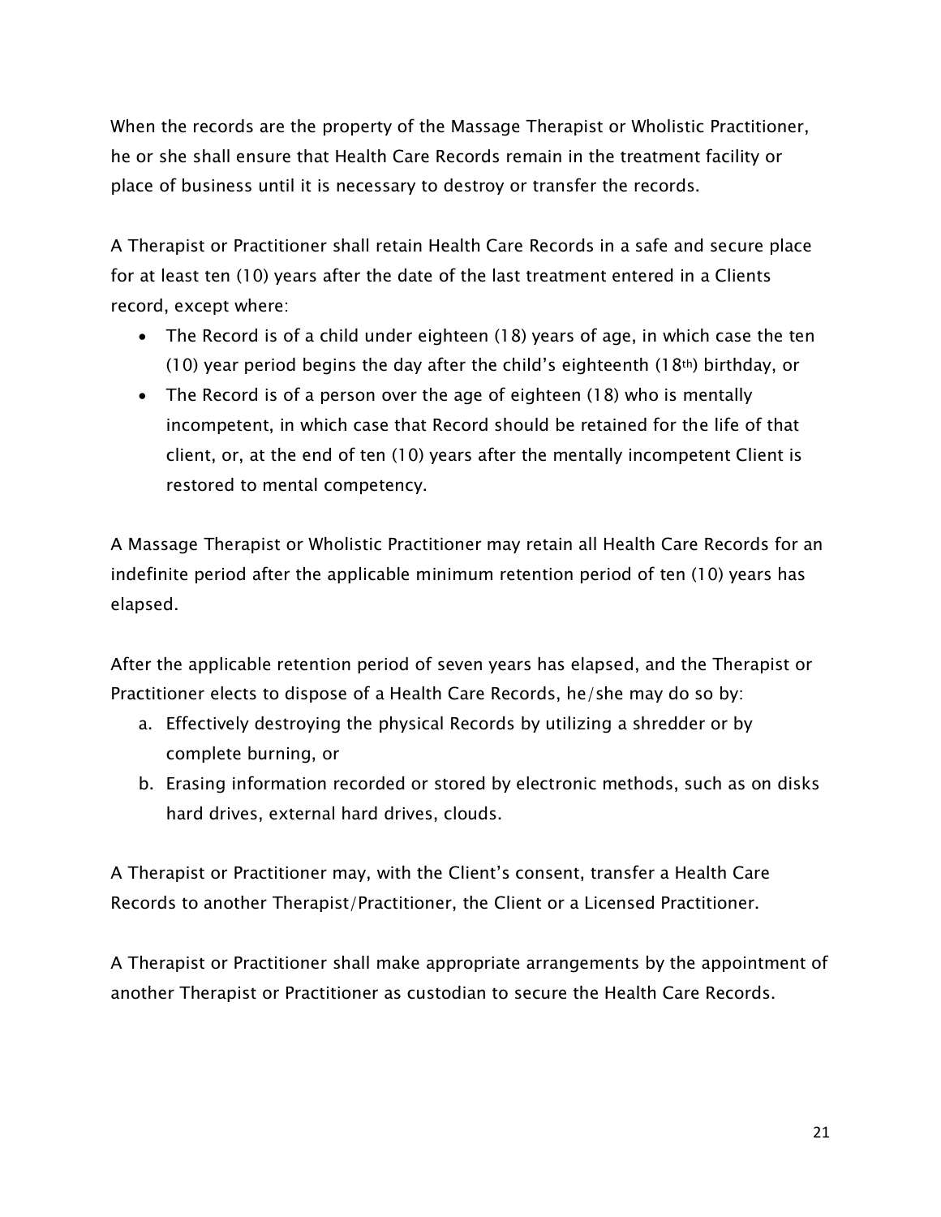When the records are the property of the Massage Therapist or Wholistic Practitioner, he or she shall ensure that Health Care Records remain in the treatment facility or place of business until it is necessary to destroy or transfer the records.

A Therapist or Practitioner shall retain Health Care Records in a safe and secure place for at least ten (10) years after the date of the last treatment entered in a Clients record, except where:

- The Record is of a child under eighteen (18) years of age, in which case the ten (10) year period begins the day after the child's eighteenth (18th) birthday, or
- The Record is of a person over the age of eighteen (18) who is mentally incompetent, in which case that Record should be retained for the life of that client, or, at the end of ten (10) years after the mentally incompetent Client is restored to mental competency.

A Massage Therapist or Wholistic Practitioner may retain all Health Care Records for an indefinite period after the applicable minimum retention period of ten (10) years has elapsed.

After the applicable retention period of seven years has elapsed, and the Therapist or Practitioner elects to dispose of a Health Care Records, he/she may do so by:

a. Effectively destroying the physical Records by utilizing a shredder or by complete burning, or
b. Erasing information recorded or stored by electronic methods, such as on disks hard drives, external hard drives, clouds.

A Therapist or Practitioner may, with the Client's consent, transfer a Health Care Records to another Therapist/Practitioner, the Client or a Licensed Practitioner.

A Therapist or Practitioner shall make appropriate arrangements by the appointment of another Therapist or Practitioner as custodian to secure the Health Care Records.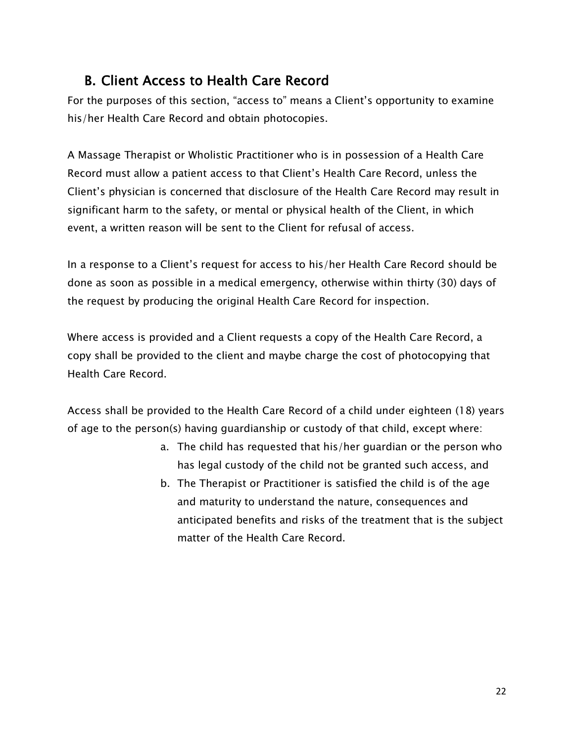## B. Client Access to Health Care Record

For the purposes of this section, "access to" means a Client's opportunity to examine his/her Health Care Record and obtain photocopies.

A Massage Therapist or Wholistic Practitioner who is in possession of a Health Care Record must allow a patient access to that Client's Health Care Record, unless the Client's physician is concerned that disclosure of the Health Care Record may result in significant harm to the safety, or mental or physical health of the Client, in which event, a written reason will be sent to the Client for refusal of access.

In a response to a Client's request for access to his/her Health Care Record should be done as soon as possible in a medical emergency, otherwise within thirty (30) days of the request by producing the original Health Care Record for inspection.

Where access is provided and a Client requests a copy of the Health Care Record, a copy shall be provided to the client and maybe charge the cost of photocopying that Health Care Record.

Access shall be provided to the Health Care Record of a child under eighteen (18) years of age to the person(s) having guardianship or custody of that child, except where:

a. The child has requested that his/her guardian or the person who has legal custody of the child not be granted such access, and
b. The Therapist or Practitioner is satisfied the child is of the age and maturity to understand the nature, consequences and anticipated benefits and risks of the treatment that is the subject matter of the Health Care Record.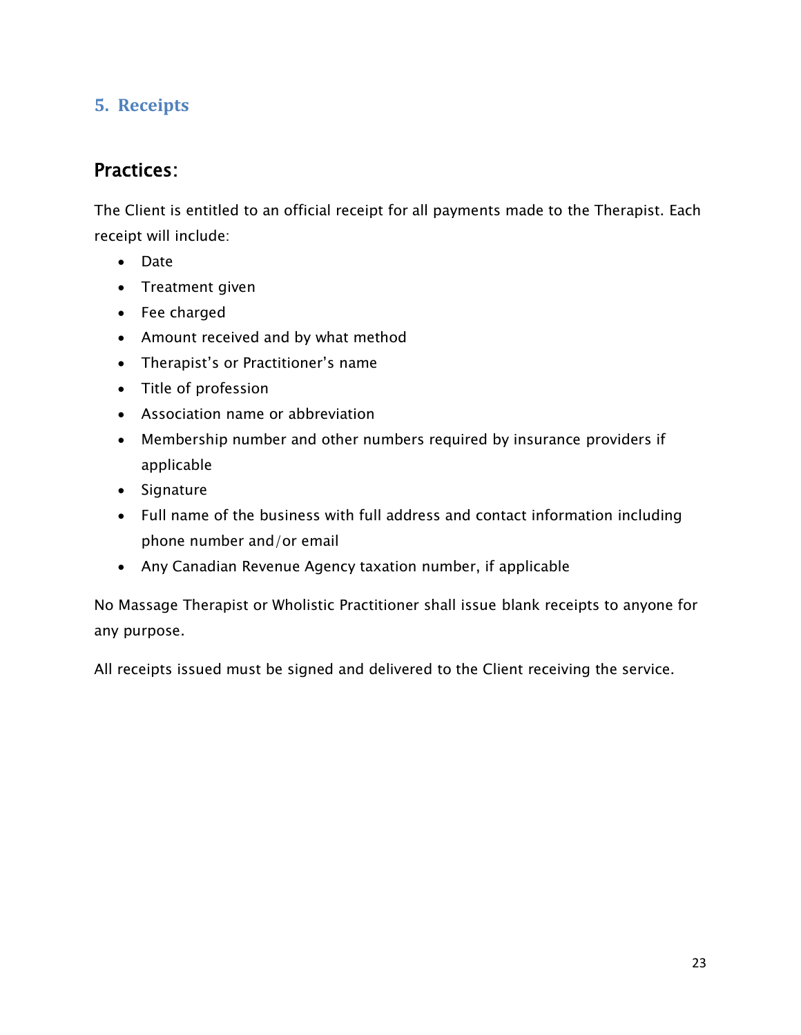## 5. Receipts

### Practices:

The Client is entitled to an official receipt for all payments made to the Therapist. Each receipt will include:

- Date
- Treatment given
- Fee charged
- Amount received and by what method
- Therapist's or Practitioner's name
- Title of profession
- Association name or abbreviation
- Membership number and other numbers required by insurance providers if applicable
- Signature
- Full name of the business with full address and contact information including phone number and/or email
- Any Canadian Revenue Agency taxation number, if applicable

No Massage Therapist or Wholistic Practitioner shall issue blank receipts to anyone for any purpose.

All receipts issued must be signed and delivered to the Client receiving the service.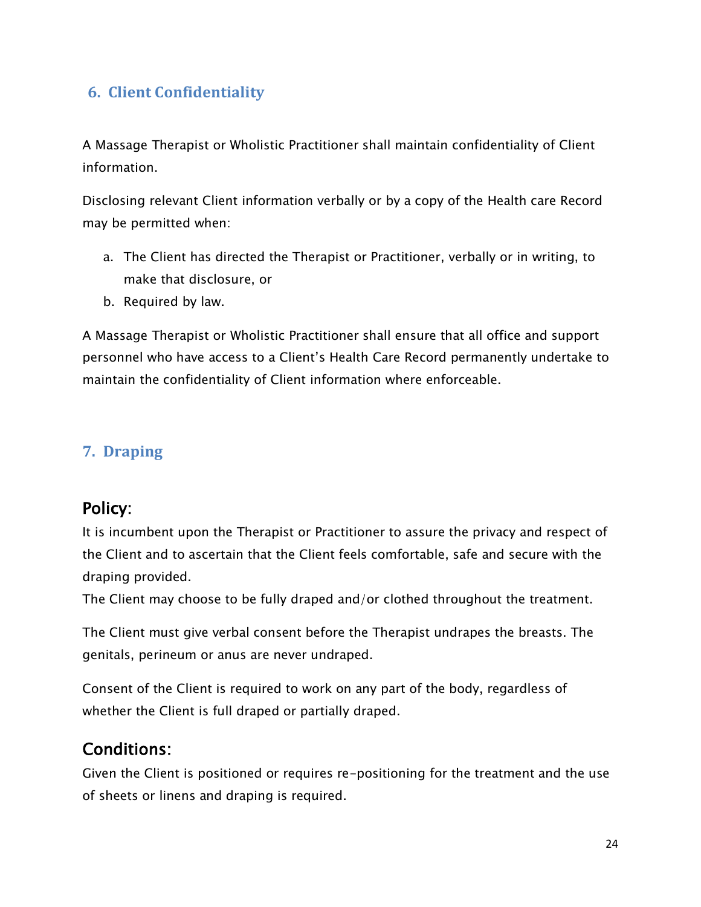## 6. Client Confidentiality

A Massage Therapist or Wholistic Practitioner shall maintain confidentiality of Client information.

Disclosing relevant Client information verbally or by a copy of the Health care Record may be permitted when:

a. The Client has directed the Therapist or Practitioner, verbally or in writing, to make that disclosure, or
b. Required by law.

A Massage Therapist or Wholistic Practitioner shall ensure that all office and support personnel who have access to a Client's Health Care Record permanently undertake to maintain the confidentiality of Client information where enforceable.

## 7. Draping

### Policy:

It is incumbent upon the Therapist or Practitioner to assure the privacy and respect of the Client and to ascertain that the Client feels comfortable, safe and secure with the draping provided.
The Client may choose to be fully draped and/or clothed throughout the treatment.

The Client must give verbal consent before the Therapist undrapes the breasts. The genitals, perineum or anus are never undraped.

Consent of the Client is required to work on any part of the body, regardless of whether the Client is full draped or partially draped.

### Conditions:

Given the Client is positioned or requires re-positioning for the treatment and the use of sheets or linens and draping is required.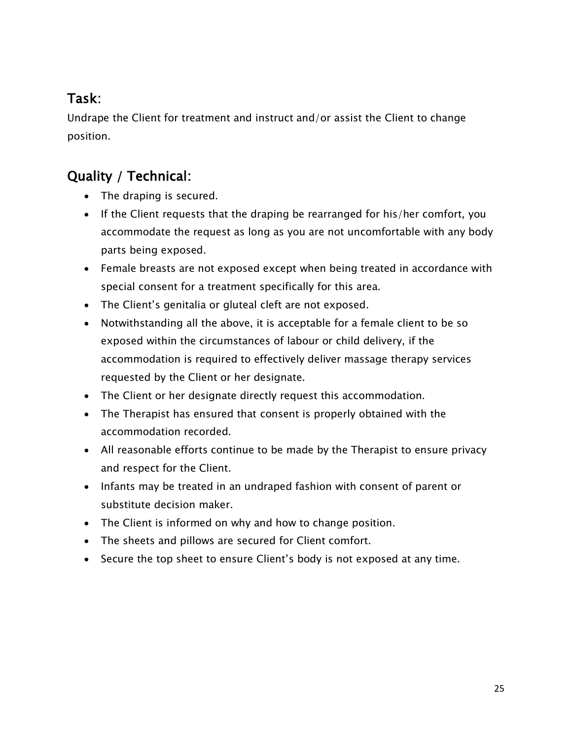## Task:

Undrape the Client for treatment and instruct and/or assist the Client to change position.

## Quality / Technical:

- The draping is secured.
- If the Client requests that the draping be rearranged for his/her comfort, you accommodate the request as long as you are not uncomfortable with any body parts being exposed.
- Female breasts are not exposed except when being treated in accordance with special consent for a treatment specifically for this area.
- The Client's genitalia or gluteal cleft are not exposed.
- Notwithstanding all the above, it is acceptable for a female client to be so exposed within the circumstances of labour or child delivery, if the accommodation is required to effectively deliver massage therapy services requested by the Client or her designate.
- The Client or her designate directly request this accommodation.
- The Therapist has ensured that consent is properly obtained with the accommodation recorded.
- All reasonable efforts continue to be made by the Therapist to ensure privacy and respect for the Client.
- Infants may be treated in an undraped fashion with consent of parent or substitute decision maker.
- The Client is informed on why and how to change position.
- The sheets and pillows are secured for Client comfort.
- Secure the top sheet to ensure Client's body is not exposed at any time.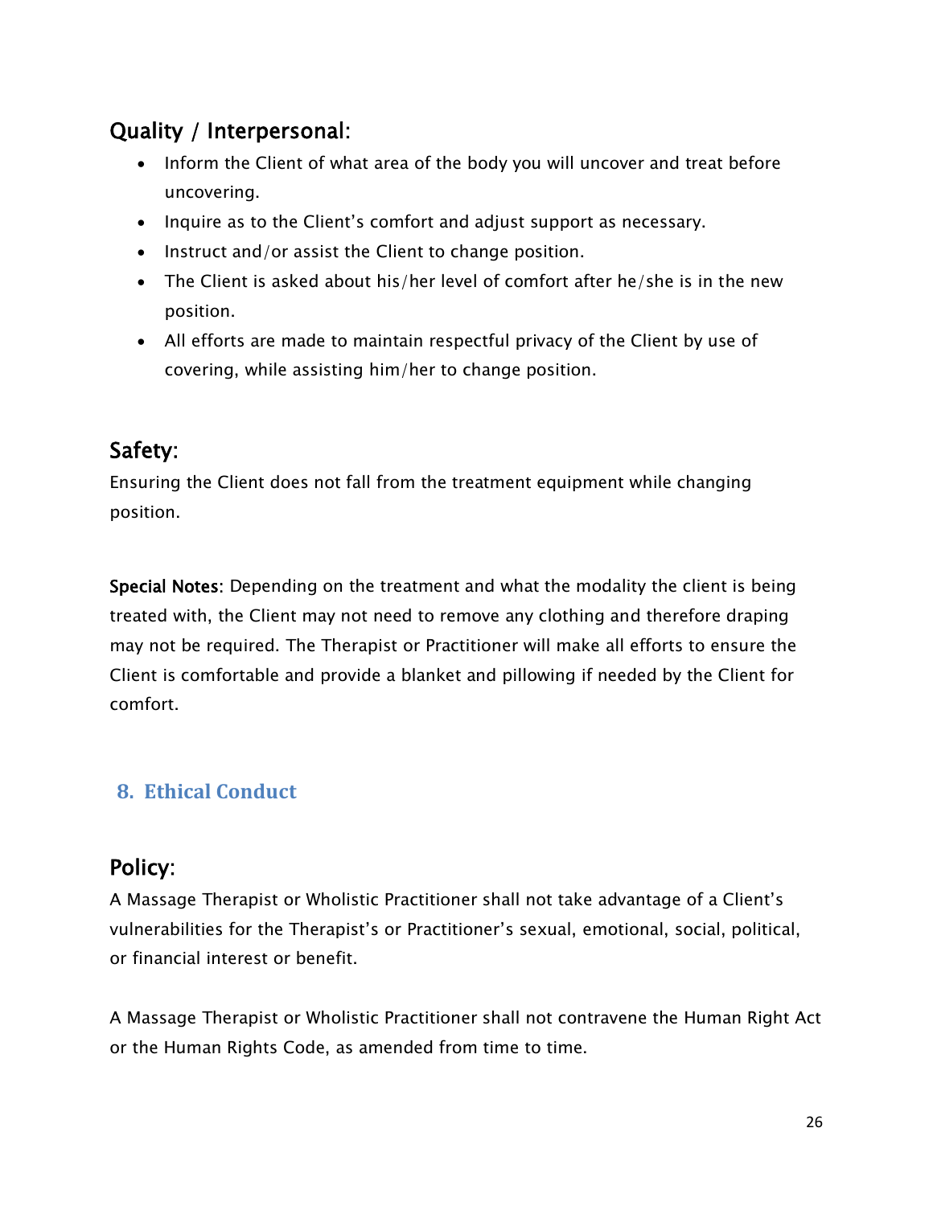## Quality / Interpersonal:

- Inform the Client of what area of the body you will uncover and treat before uncovering.
- Inquire as to the Client's comfort and adjust support as necessary.
- Instruct and/or assist the Client to change position.
- The Client is asked about his/her level of comfort after he/she is in the new position.
- All efforts are made to maintain respectful privacy of the Client by use of covering, while assisting him/her to change position.

## Safety:

Ensuring the Client does not fall from the treatment equipment while changing position.

**Special Notes:** Depending on the treatment and what the modality the client is being treated with, the Client may not need to remove any clothing and therefore draping may not be required. The Therapist or Practitioner will make all efforts to ensure the Client is comfortable and provide a blanket and pillowing if needed by the Client for comfort.

# 8. Ethical Conduct

## Policy:

A Massage Therapist or Wholistic Practitioner shall not take advantage of a Client's vulnerabilities for the Therapist's or Practitioner's sexual, emotional, social, political, or financial interest or benefit.

A Massage Therapist or Wholistic Practitioner shall not contravene the Human Right Act or the Human Rights Code, as amended from time to time.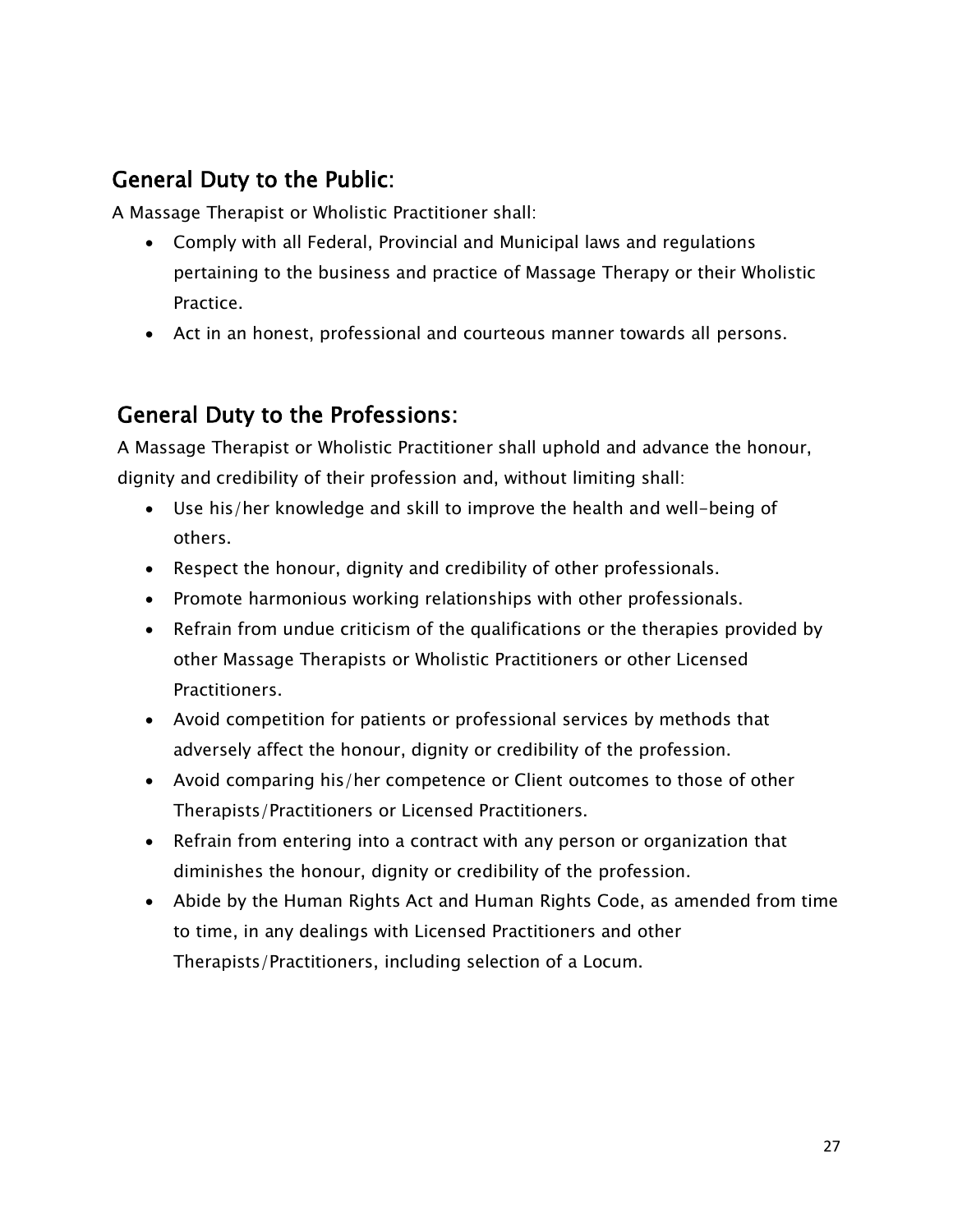## General Duty to the Public:

A Massage Therapist or Wholistic Practitioner shall:

- Comply with all Federal, Provincial and Municipal laws and regulations pertaining to the business and practice of Massage Therapy or their Wholistic Practice.
- Act in an honest, professional and courteous manner towards all persons.

## General Duty to the Professions:

A Massage Therapist or Wholistic Practitioner shall uphold and advance the honour, dignity and credibility of their profession and, without limiting shall:

- Use his/her knowledge and skill to improve the health and well-being of others.
- Respect the honour, dignity and credibility of other professionals.
- Promote harmonious working relationships with other professionals.
- Refrain from undue criticism of the qualifications or the therapies provided by other Massage Therapists or Wholistic Practitioners or other Licensed Practitioners.
- Avoid competition for patients or professional services by methods that adversely affect the honour, dignity or credibility of the profession.
- Avoid comparing his/her competence or Client outcomes to those of other Therapists/Practitioners or Licensed Practitioners.
- Refrain from entering into a contract with any person or organization that diminishes the honour, dignity or credibility of the profession.
- Abide by the Human Rights Act and Human Rights Code, as amended from time to time, in any dealings with Licensed Practitioners and other Therapists/Practitioners, including selection of a Locum.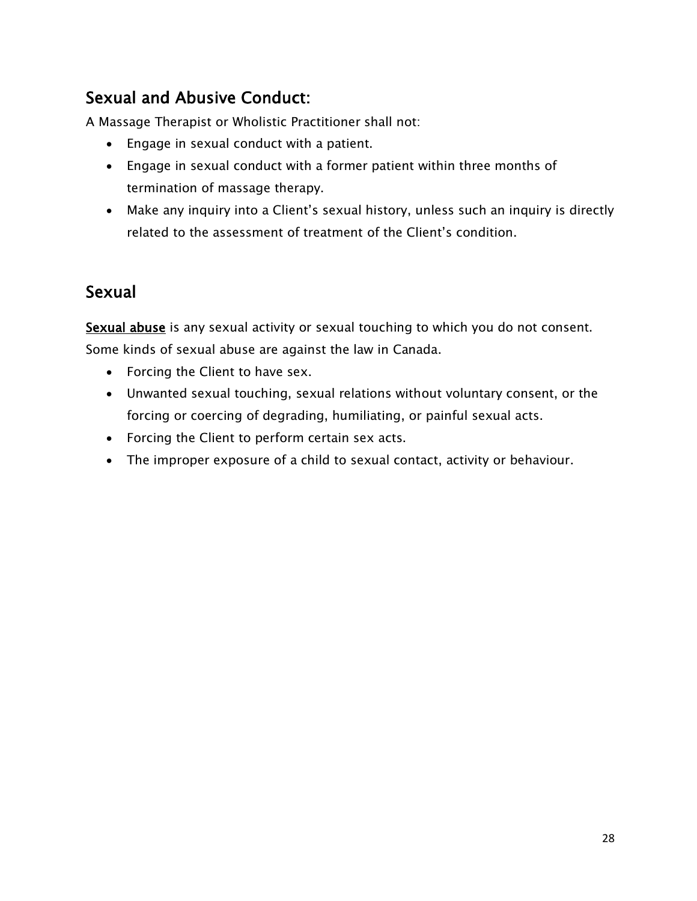## Sexual and Abusive Conduct:

A Massage Therapist or Wholistic Practitioner shall not:

- Engage in sexual conduct with a patient.
- Engage in sexual conduct with a former patient within three months of termination of massage therapy.
- Make any inquiry into a Client's sexual history, unless such an inquiry is directly related to the assessment of treatment of the Client's condition.

## Sexual

**Sexual abuse** is any sexual activity or sexual touching to which you do not consent. Some kinds of sexual abuse are against the law in Canada.

- Forcing the Client to have sex.
- Unwanted sexual touching, sexual relations without voluntary consent, or the forcing or coercing of degrading, humiliating, or painful sexual acts.
- Forcing the Client to perform certain sex acts.
- The improper exposure of a child to sexual contact, activity or behaviour.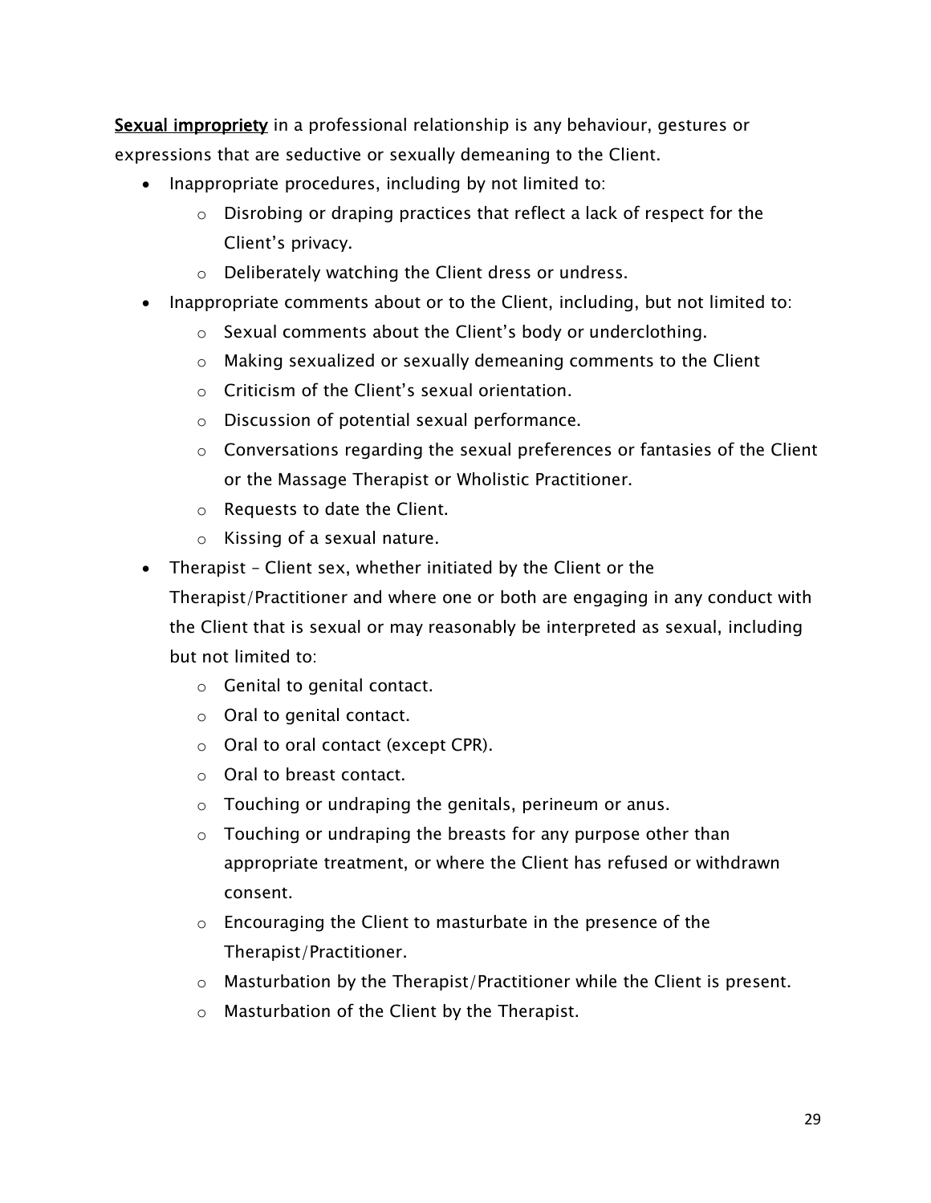**<u>Sexual impropriety</u>** in a professional relationship is any behaviour, gestures or expressions that are seductive or sexually demeaning to the Client.

- Inappropriate procedures, including by not limited to:
  - Disrobing or draping practices that reflect a lack of respect for the Client's privacy.
  - Deliberately watching the Client dress or undress.
- Inappropriate comments about or to the Client, including, but not limited to:
  - Sexual comments about the Client's body or underclothing.
  - Making sexualized or sexually demeaning comments to the Client
  - Criticism of the Client's sexual orientation.
  - Discussion of potential sexual performance.
  - Conversations regarding the sexual preferences or fantasies of the Client or the Massage Therapist or Wholistic Practitioner.
  - Requests to date the Client.
  - Kissing of a sexual nature.
- Therapist – Client sex, whether initiated by the Client or the Therapist/Practitioner and where one or both are engaging in any conduct with the Client that is sexual or may reasonably be interpreted as sexual, including but not limited to:
  - Genital to genital contact.
  - Oral to genital contact.
  - Oral to oral contact (except CPR).
  - Oral to breast contact.
  - Touching or undraping the genitals, perineum or anus.
  - Touching or undraping the breasts for any purpose other than appropriate treatment, or where the Client has refused or withdrawn consent.
  - Encouraging the Client to masturbate in the presence of the Therapist/Practitioner.
  - Masturbation by the Therapist/Practitioner while the Client is present.
  - Masturbation of the Client by the Therapist.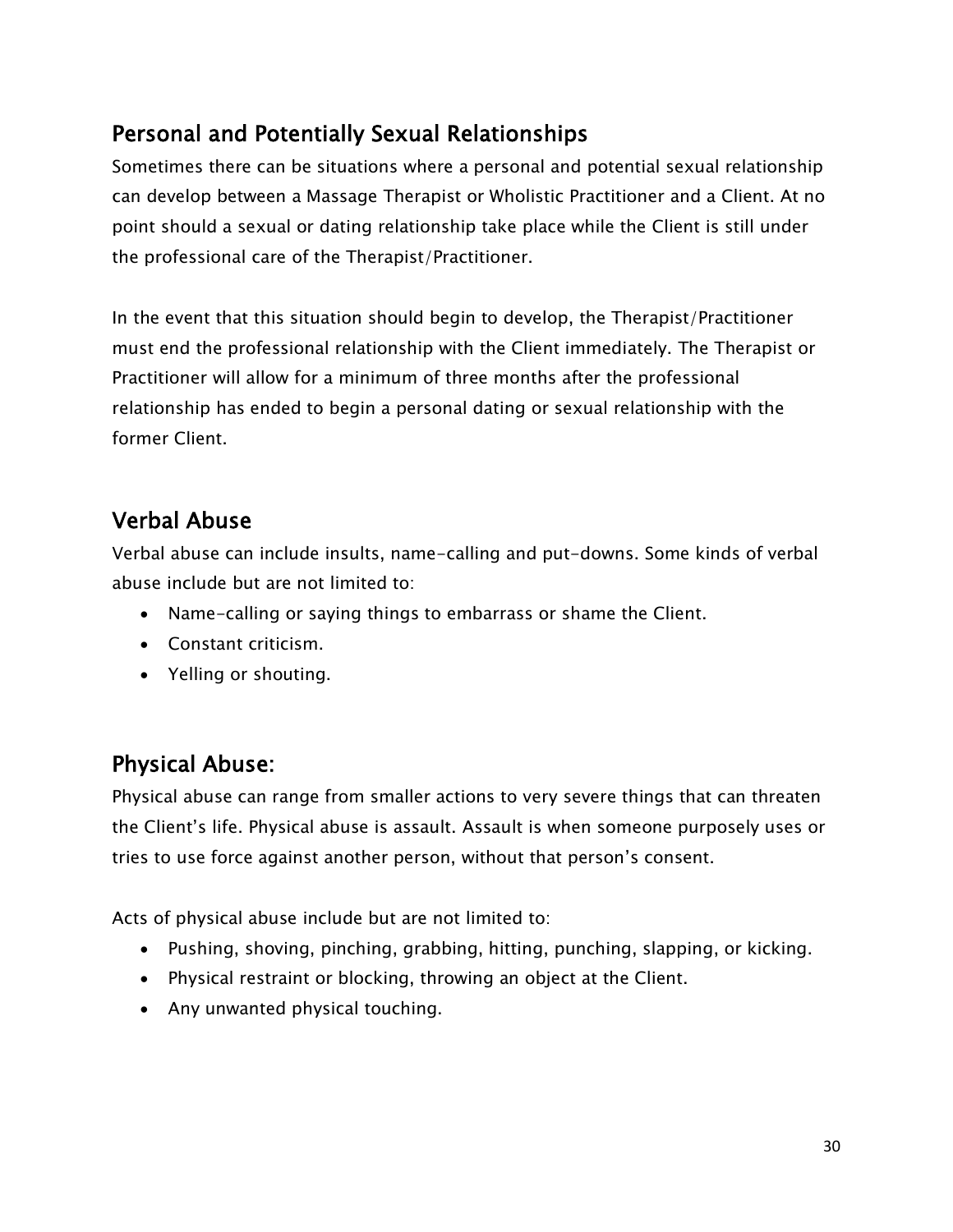## Personal and Potentially Sexual Relationships

Sometimes there can be situations where a personal and potential sexual relationship can develop between a Massage Therapist or Wholistic Practitioner and a Client. At no point should a sexual or dating relationship take place while the Client is still under the professional care of the Therapist/Practitioner.

In the event that this situation should begin to develop, the Therapist/Practitioner must end the professional relationship with the Client immediately. The Therapist or Practitioner will allow for a minimum of three months after the professional relationship has ended to begin a personal dating or sexual relationship with the former Client.

## Verbal Abuse

Verbal abuse can include insults, name-calling and put-downs. Some kinds of verbal abuse include but are not limited to:

- Name-calling or saying things to embarrass or shame the Client.
- Constant criticism.
- Yelling or shouting.

## Physical Abuse:

Physical abuse can range from smaller actions to very severe things that can threaten the Client's life. Physical abuse is assault. Assault is when someone purposely uses or tries to use force against another person, without that person's consent.

Acts of physical abuse include but are not limited to:

- Pushing, shoving, pinching, grabbing, hitting, punching, slapping, or kicking.
- Physical restraint or blocking, throwing an object at the Client.
- Any unwanted physical touching.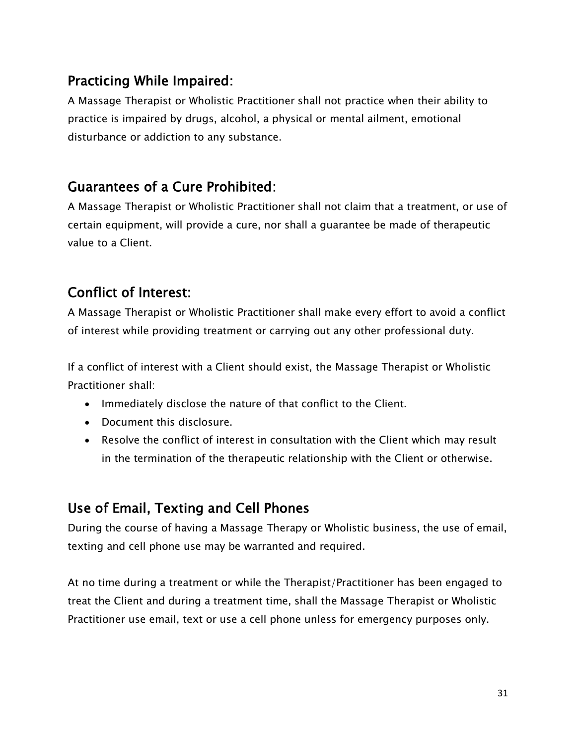## Practicing While Impaired:

A Massage Therapist or Wholistic Practitioner shall not practice when their ability to practice is impaired by drugs, alcohol, a physical or mental ailment, emotional disturbance or addiction to any substance.

## Guarantees of a Cure Prohibited:

A Massage Therapist or Wholistic Practitioner shall not claim that a treatment, or use of certain equipment, will provide a cure, nor shall a guarantee be made of therapeutic value to a Client.

## Conflict of Interest:

A Massage Therapist or Wholistic Practitioner shall make every effort to avoid a conflict of interest while providing treatment or carrying out any other professional duty.

If a conflict of interest with a Client should exist, the Massage Therapist or Wholistic Practitioner shall:

- Immediately disclose the nature of that conflict to the Client.
- Document this disclosure.
- Resolve the conflict of interest in consultation with the Client which may result in the termination of the therapeutic relationship with the Client or otherwise.

## Use of Email, Texting and Cell Phones

During the course of having a Massage Therapy or Wholistic business, the use of email, texting and cell phone use may be warranted and required.

At no time during a treatment or while the Therapist/Practitioner has been engaged to treat the Client and during a treatment time, shall the Massage Therapist or Wholistic Practitioner use email, text or use a cell phone unless for emergency purposes only.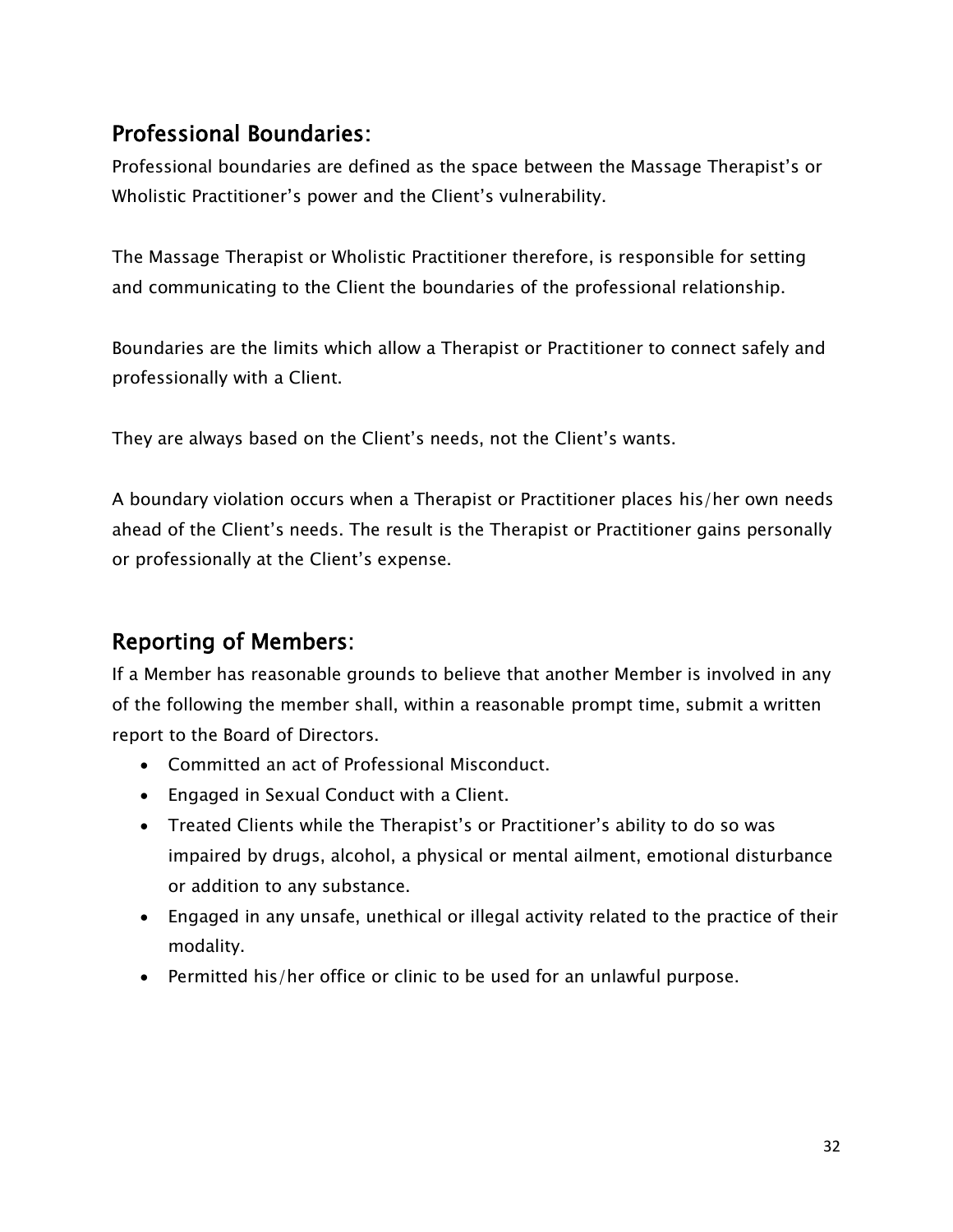## Professional Boundaries:

Professional boundaries are defined as the space between the Massage Therapist's or Wholistic Practitioner's power and the Client's vulnerability.

The Massage Therapist or Wholistic Practitioner therefore, is responsible for setting and communicating to the Client the boundaries of the professional relationship.

Boundaries are the limits which allow a Therapist or Practitioner to connect safely and professionally with a Client.

They are always based on the Client's needs, not the Client's wants.

A boundary violation occurs when a Therapist or Practitioner places his/her own needs ahead of the Client's needs. The result is the Therapist or Practitioner gains personally or professionally at the Client's expense.

## Reporting of Members:

If a Member has reasonable grounds to believe that another Member is involved in any of the following the member shall, within a reasonable prompt time, submit a written report to the Board of Directors.

- Committed an act of Professional Misconduct.
- Engaged in Sexual Conduct with a Client.
- Treated Clients while the Therapist's or Practitioner's ability to do so was impaired by drugs, alcohol, a physical or mental ailment, emotional disturbance or addition to any substance.
- Engaged in any unsafe, unethical or illegal activity related to the practice of their modality.
- Permitted his/her office or clinic to be used for an unlawful purpose.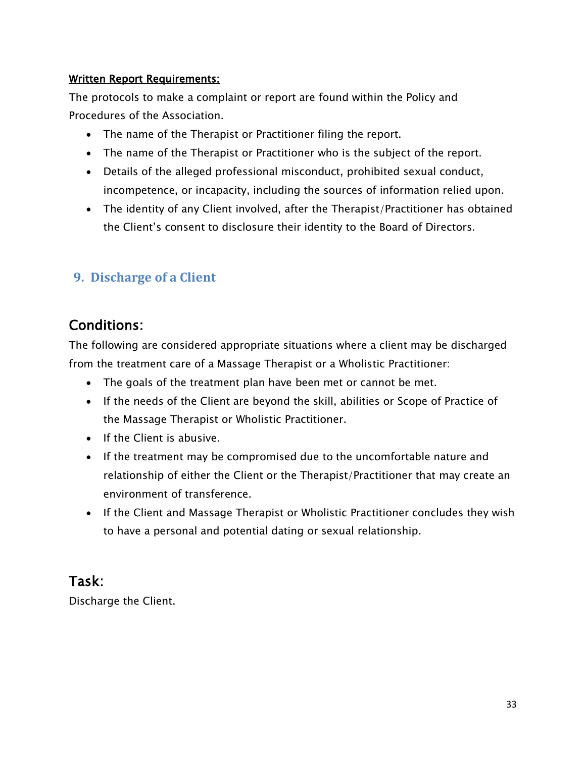**Written Report Requirements:**

The protocols to make a complaint or report are found within the Policy and Procedures of the Association.

- The name of the Therapist or Practitioner filing the report.
- The name of the Therapist or Practitioner who is the subject of the report.
- Details of the alleged professional misconduct, prohibited sexual conduct, incompetence, or incapacity, including the sources of information relied upon.
- The identity of any Client involved, after the Therapist/Practitioner has obtained the Client's consent to disclosure their identity to the Board of Directors.

## 9. Discharge of a Client

### Conditions:

The following are considered appropriate situations where a client may be discharged from the treatment care of a Massage Therapist or a Wholistic Practitioner:

- The goals of the treatment plan have been met or cannot be met.
- If the needs of the Client are beyond the skill, abilities or Scope of Practice of the Massage Therapist or Wholistic Practitioner.
- If the Client is abusive.
- If the treatment may be compromised due to the uncomfortable nature and relationship of either the Client or the Therapist/Practitioner that may create an environment of transference.
- If the Client and Massage Therapist or Wholistic Practitioner concludes they wish to have a personal and potential dating or sexual relationship.

### Task:

Discharge the Client.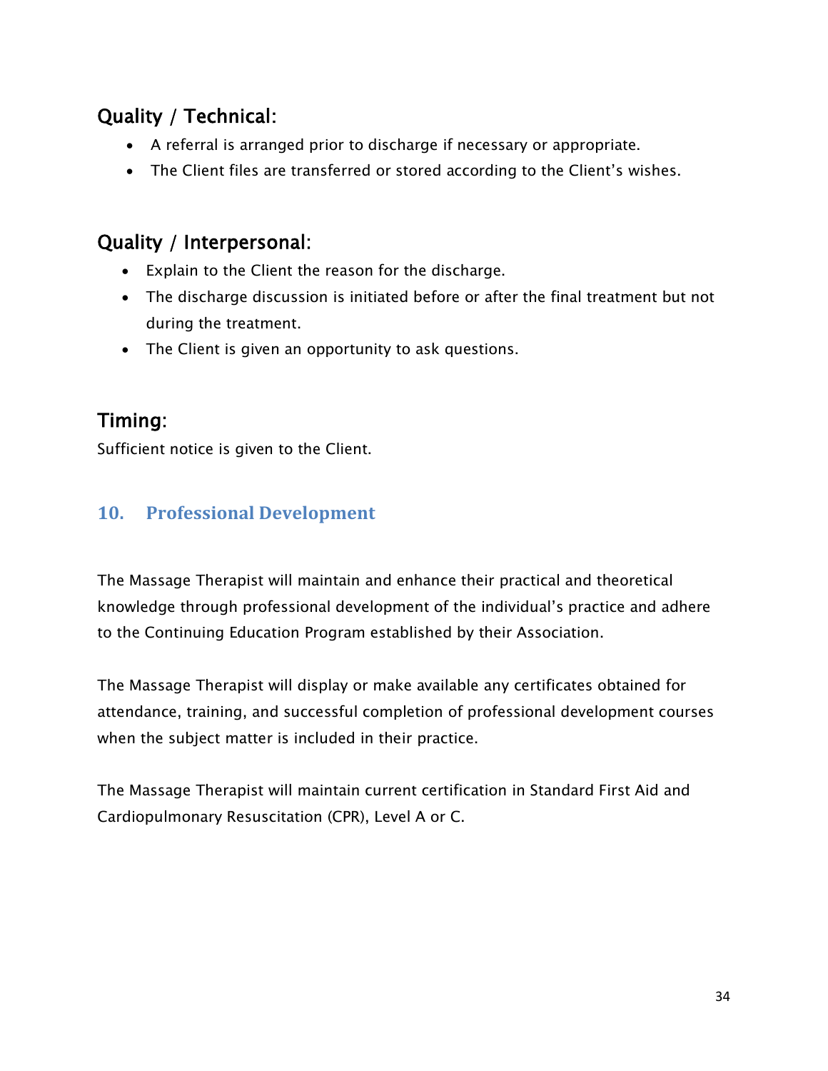### Quality / Technical:

- A referral is arranged prior to discharge if necessary or appropriate.
- The Client files are transferred or stored according to the Client's wishes.

### Quality / Interpersonal:

- Explain to the Client the reason for the discharge.
- The discharge discussion is initiated before or after the final treatment but not during the treatment.
- The Client is given an opportunity to ask questions.

### Timing:

Sufficient notice is given to the Client.

## 10. Professional Development

The Massage Therapist will maintain and enhance their practical and theoretical knowledge through professional development of the individual's practice and adhere to the Continuing Education Program established by their Association.

The Massage Therapist will display or make available any certificates obtained for attendance, training, and successful completion of professional development courses when the subject matter is included in their practice.

The Massage Therapist will maintain current certification in Standard First Aid and Cardiopulmonary Resuscitation (CPR), Level A or C.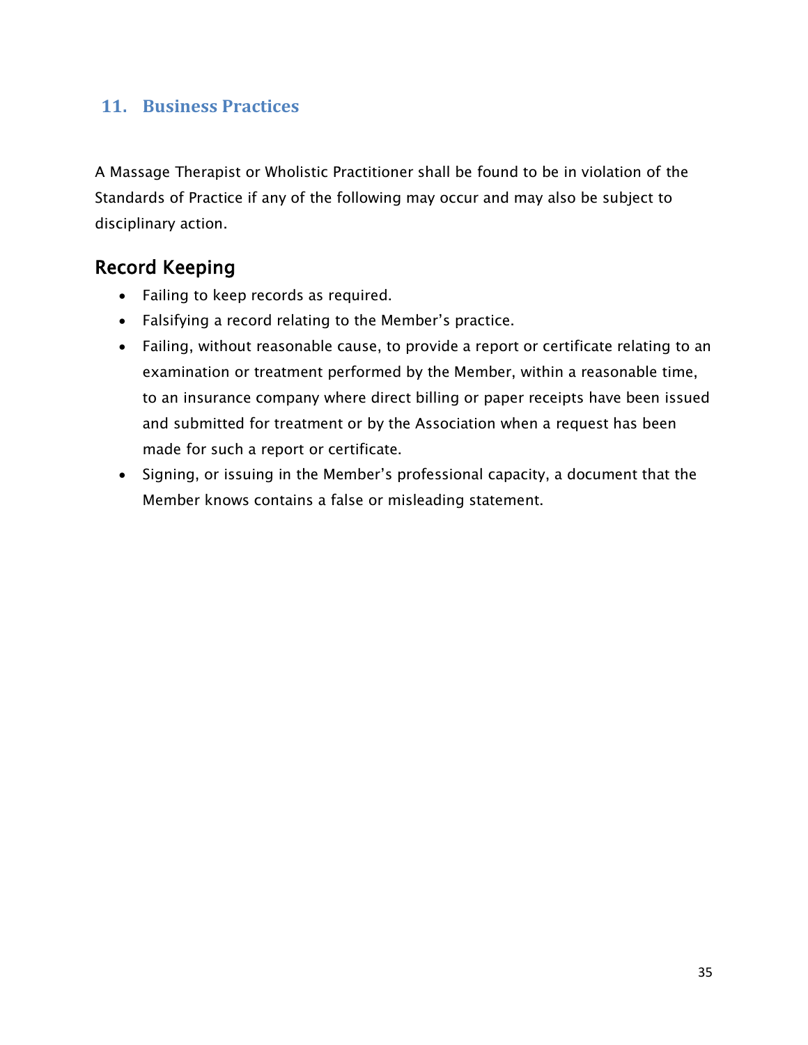## 11. Business Practices

A Massage Therapist or Wholistic Practitioner shall be found to be in violation of the Standards of Practice if any of the following may occur and may also be subject to disciplinary action.

### Record Keeping

- Failing to keep records as required.
- Falsifying a record relating to the Member's practice.
- Failing, without reasonable cause, to provide a report or certificate relating to an examination or treatment performed by the Member, within a reasonable time, to an insurance company where direct billing or paper receipts have been issued and submitted for treatment or by the Association when a request has been made for such a report or certificate.
- Signing, or issuing in the Member's professional capacity, a document that the Member knows contains a false or misleading statement.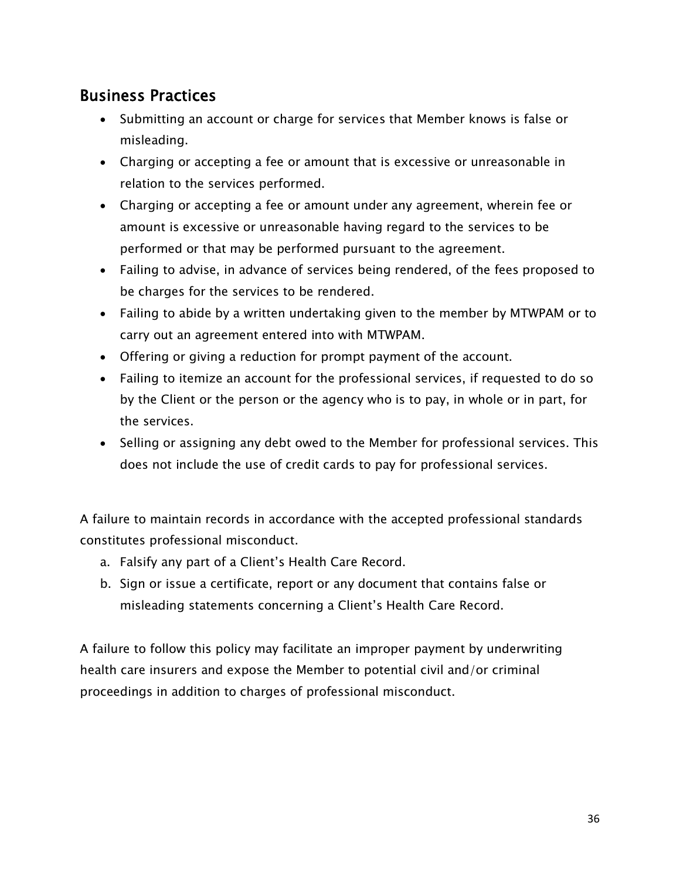## Business Practices

- Submitting an account or charge for services that Member knows is false or misleading.
- Charging or accepting a fee or amount that is excessive or unreasonable in relation to the services performed.
- Charging or accepting a fee or amount under any agreement, wherein fee or amount is excessive or unreasonable having regard to the services to be performed or that may be performed pursuant to the agreement.
- Failing to advise, in advance of services being rendered, of the fees proposed to be charges for the services to be rendered.
- Failing to abide by a written undertaking given to the member by MTWPAM or to carry out an agreement entered into with MTWPAM.
- Offering or giving a reduction for prompt payment of the account.
- Failing to itemize an account for the professional services, if requested to do so by the Client or the person or the agency who is to pay, in whole or in part, for the services.
- Selling or assigning any debt owed to the Member for professional services. This does not include the use of credit cards to pay for professional services.

A failure to maintain records in accordance with the accepted professional standards constitutes professional misconduct.

a. Falsify any part of a Client's Health Care Record.
b. Sign or issue a certificate, report or any document that contains false or misleading statements concerning a Client's Health Care Record.

A failure to follow this policy may facilitate an improper payment by underwriting health care insurers and expose the Member to potential civil and/or criminal proceedings in addition to charges of professional misconduct.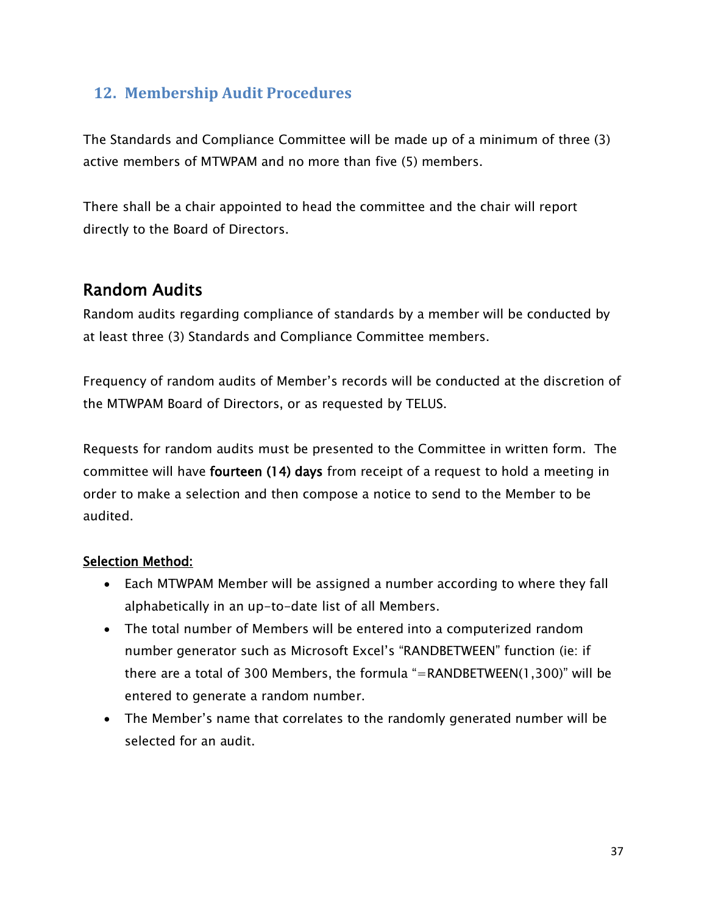## 12. Membership Audit Procedures

The Standards and Compliance Committee will be made up of a minimum of three (3) active members of MTWPAM and no more than five (5) members.

There shall be a chair appointed to head the committee and the chair will report directly to the Board of Directors.

### Random Audits

Random audits regarding compliance of standards by a member will be conducted by at least three (3) Standards and Compliance Committee members.

Frequency of random audits of Member's records will be conducted at the discretion of the MTWPAM Board of Directors, or as requested by TELUS.

Requests for random audits must be presented to the Committee in written form. The committee will have **fourteen (14) days** from receipt of a request to hold a meeting in order to make a selection and then compose a notice to send to the Member to be audited.

<u>Selection Method:</u>

- Each MTWPAM Member will be assigned a number according to where they fall alphabetically in an up-to-date list of all Members.
- The total number of Members will be entered into a computerized random number generator such as Microsoft Excel's "RANDBETWEEN" function (ie: if there are a total of 300 Members, the formula "=RANDBETWEEN(1,300)" will be entered to generate a random number.
- The Member's name that correlates to the randomly generated number will be selected for an audit.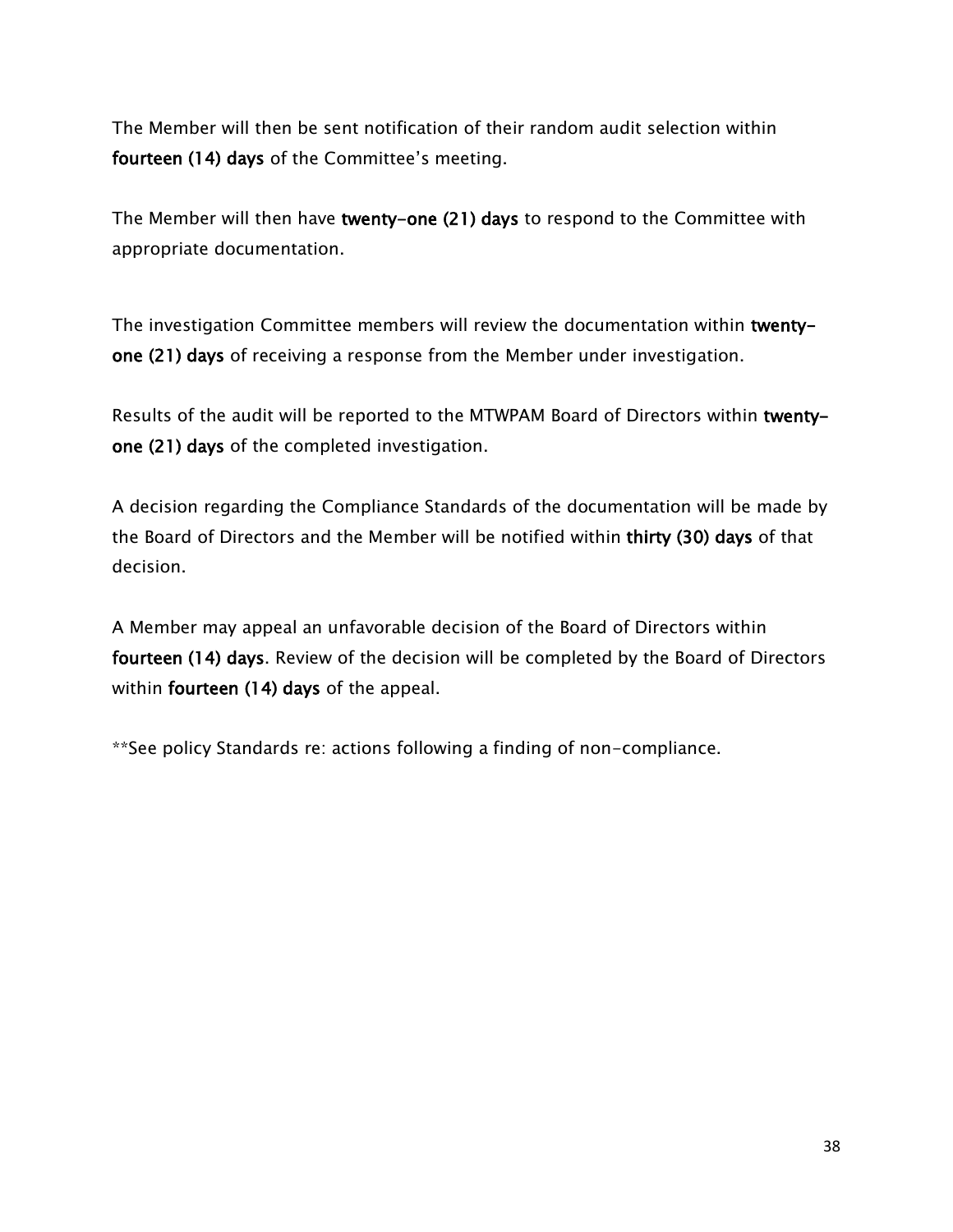The Member will then be sent notification of their random audit selection within **fourteen (14) days** of the Committee's meeting.

The Member will then have **twenty-one (21) days** to respond to the Committee with appropriate documentation.

The investigation Committee members will review the documentation within **twenty-one (21) days** of receiving a response from the Member under investigation.

Results of the audit will be reported to the MTWPAM Board of Directors within **twenty-one (21) days** of the completed investigation.

A decision regarding the Compliance Standards of the documentation will be made by the Board of Directors and the Member will be notified within **thirty (30) days** of that decision.

A Member may appeal an unfavorable decision of the Board of Directors within **fourteen (14) days**. Review of the decision will be completed by the Board of Directors within **fourteen (14) days** of the appeal.

**See policy Standards re: actions following a finding of non-compliance.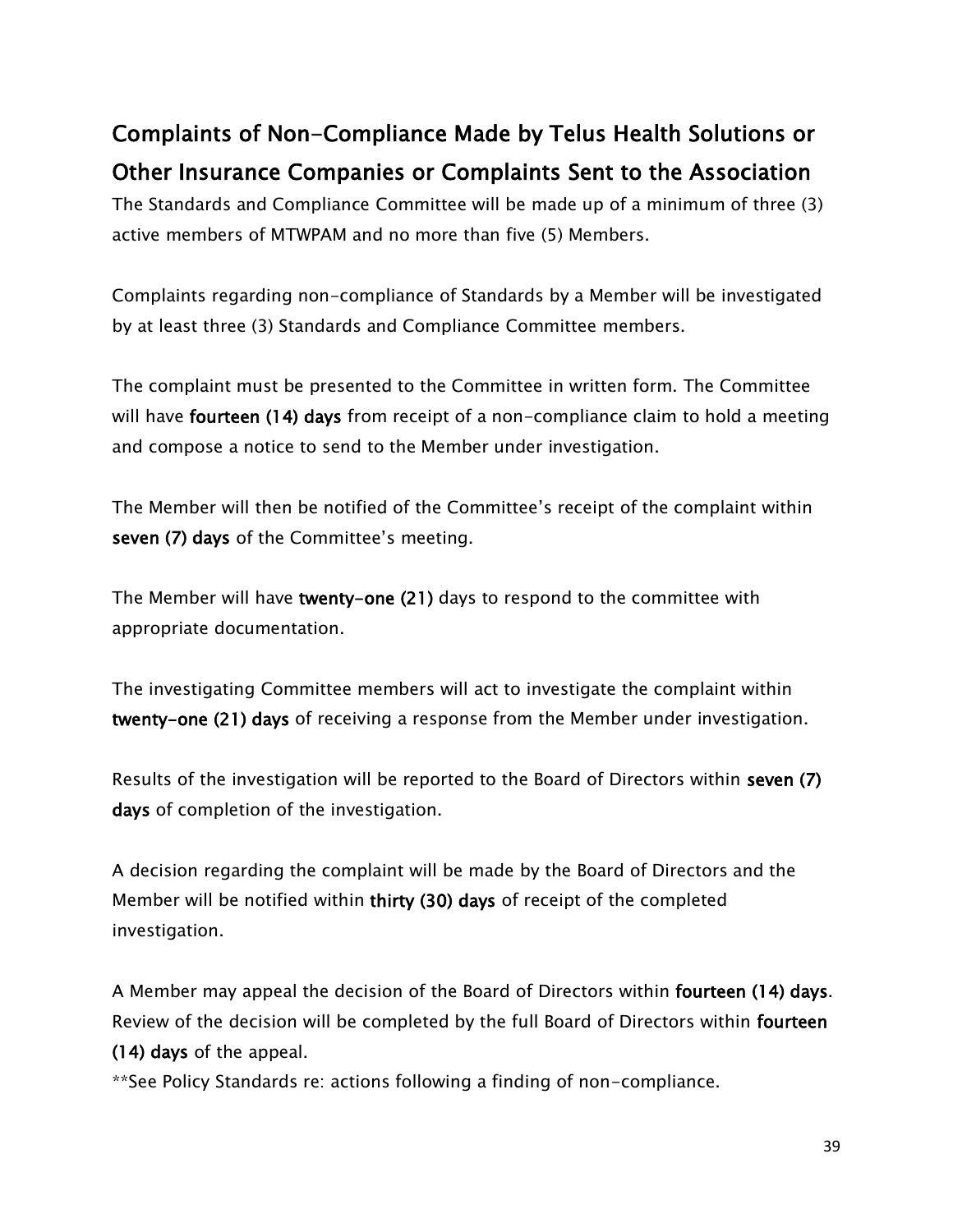## Complaints of Non-Compliance Made by Telus Health Solutions or Other Insurance Companies or Complaints Sent to the Association

The Standards and Compliance Committee will be made up of a minimum of three (3) active members of MTWPAM and no more than five (5) Members.

Complaints regarding non-compliance of Standards by a Member will be investigated by at least three (3) Standards and Compliance Committee members.

The complaint must be presented to the Committee in written form. The Committee will have **fourteen (14) days** from receipt of a non-compliance claim to hold a meeting and compose a notice to send to the Member under investigation.

The Member will then be notified of the Committee's receipt of the complaint within **seven (7) days** of the Committee's meeting.

The Member will have **twenty-one (21)** days to respond to the committee with appropriate documentation.

The investigating Committee members will act to investigate the complaint within **twenty-one (21) days** of receiving a response from the Member under investigation.

Results of the investigation will be reported to the Board of Directors within **seven (7) days** of completion of the investigation.

A decision regarding the complaint will be made by the Board of Directors and the Member will be notified within **thirty (30) days** of receipt of the completed investigation.

A Member may appeal the decision of the Board of Directors within **fourteen (14) days**. Review of the decision will be completed by the full Board of Directors within **fourteen (14) days** of the appeal.

**See Policy Standards re: actions following a finding of non-compliance.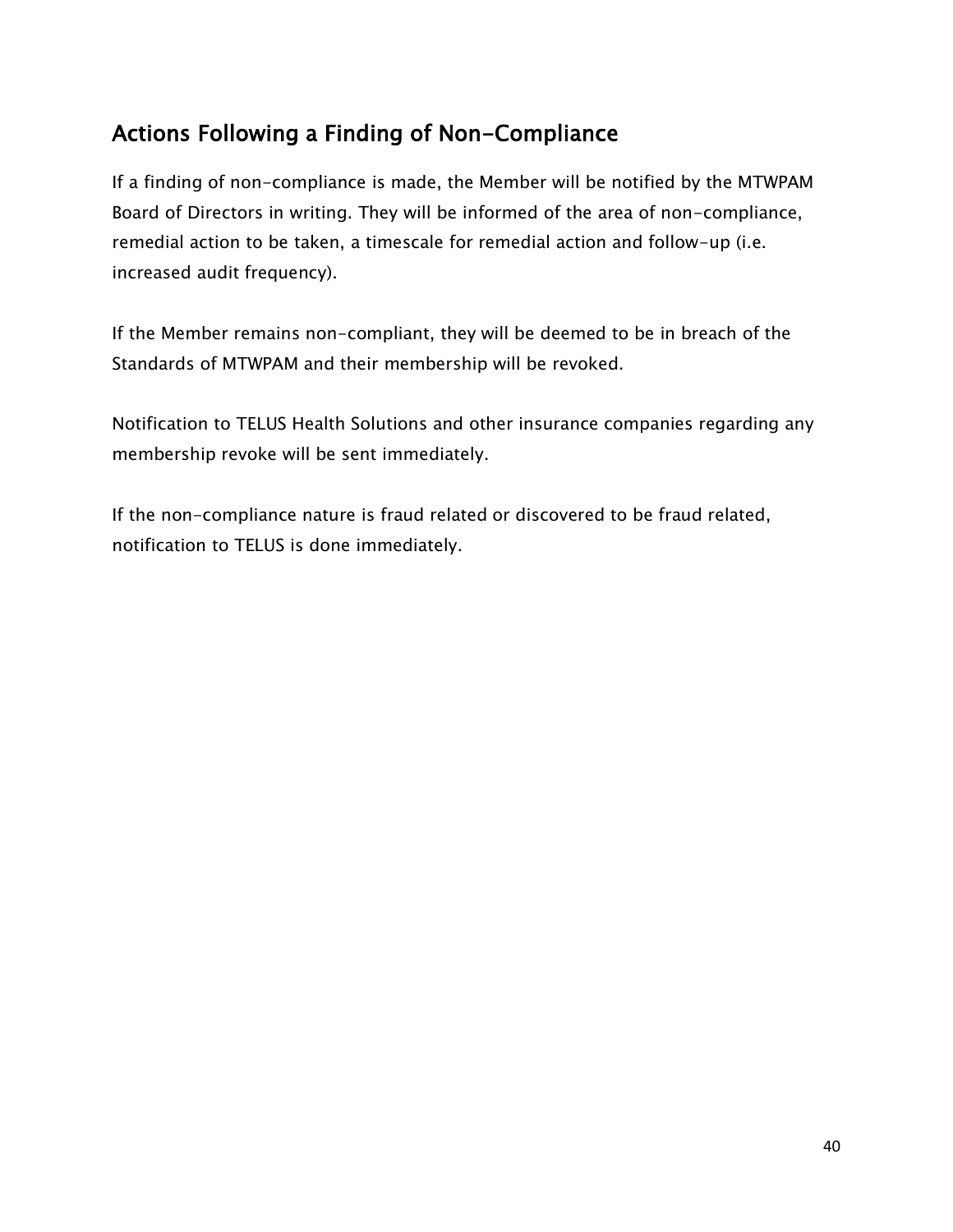## Actions Following a Finding of Non-Compliance

If a finding of non-compliance is made, the Member will be notified by the MTWPAM Board of Directors in writing. They will be informed of the area of non-compliance, remedial action to be taken, a timescale for remedial action and follow-up (i.e. increased audit frequency).

If the Member remains non-compliant, they will be deemed to be in breach of the Standards of MTWPAM and their membership will be revoked.

Notification to TELUS Health Solutions and other insurance companies regarding any membership revoke will be sent immediately.

If the non-compliance nature is fraud related or discovered to be fraud related, notification to TELUS is done immediately.